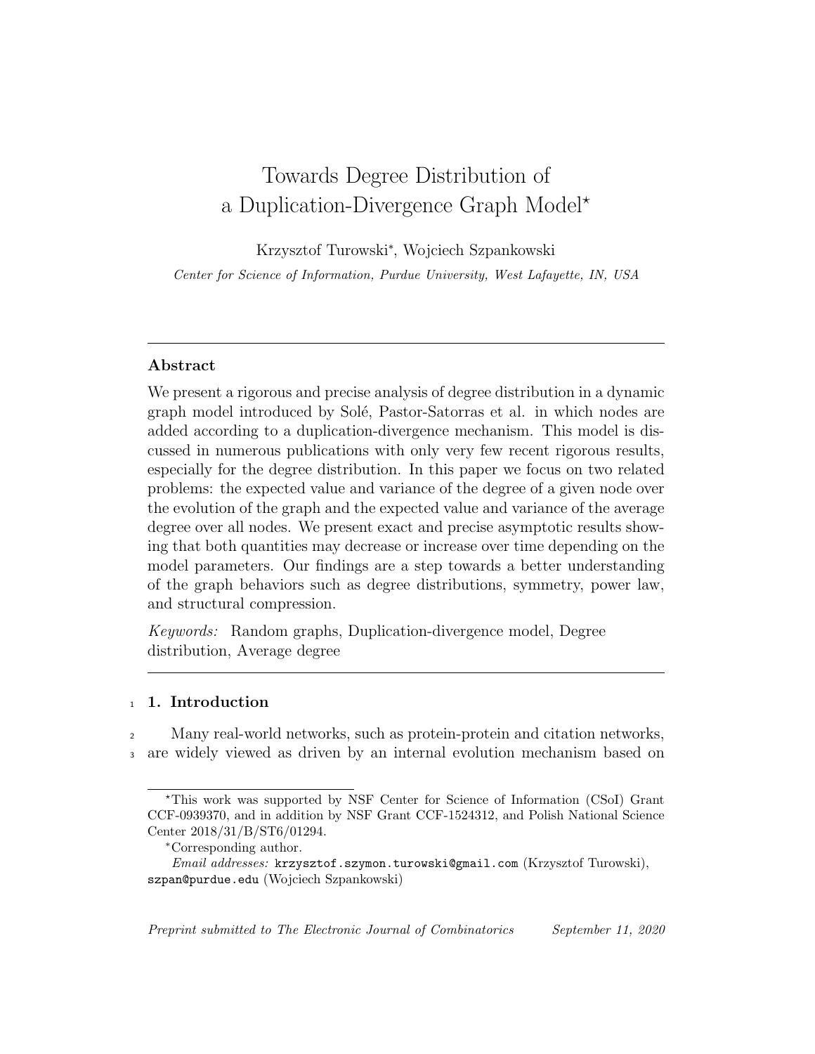# Towards Degree Distribution of a Duplication-Divergence Graph Model*

Krzysztof Turowski*, Wojciech Szpankowski

*Center for Science of Information, Purdue University, West Lafayette, IN, USA*

---

### Abstract

We present a rigorous and precise analysis of degree distribution in a dynamic graph model introduced by Solé, Pastor-Satorras et al. in which nodes are added according to a duplication-divergence mechanism. This model is discussed in numerous publications with only very few recent rigorous results, especially for the degree distribution. In this paper we focus on two related problems: the expected value and variance of the degree of a given node over the evolution of the graph and the expected value and variance of the average degree over all nodes. We present exact and precise asymptotic results showing that both quantities may decrease or increase over time depending on the model parameters. Our findings are a step towards a better understanding of the graph behaviors such as degree distributions, symmetry, power law, and structural compression.

*Keywords:* Random graphs, Duplication-divergence model, Degree distribution, Average degree

---

## 1. Introduction

Many real-world networks, such as protein-protein and citation networks, are widely viewed as driven by an internal evolution mechanism based on

---

*This work was supported by NSF Center for Science of Information (CSoI) Grant CCF-0939370, and in addition by NSF Grant CCF-1524312, and Polish National Science Center 2018/31/B/ST6/01294.

*Corresponding author.

*Email addresses:* krzysztof.szymon.turowski@gmail.com (Krzysztof Turowski), szpan@purdue.edu (Wojciech Szpankowski)

*Preprint submitted to The Electronic Journal of Combinatorics September 11, 2020*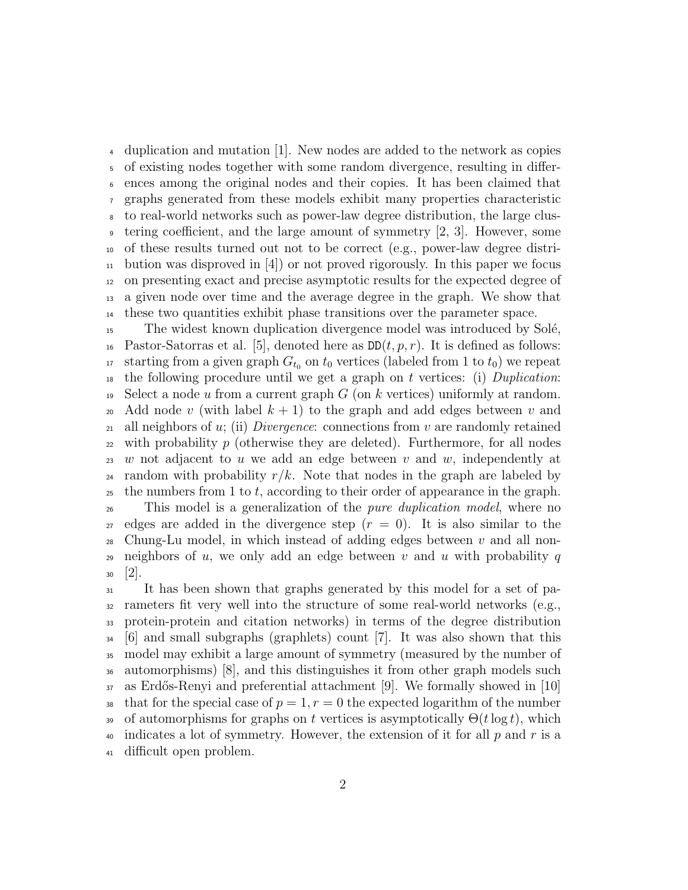duplication and mutation [1]. New nodes are added to the network as copies of existing nodes together with some random divergence, resulting in differences among the original nodes and their copies. It has been claimed that graphs generated from these models exhibit many properties characteristic to real-world networks such as power-law degree distribution, the large clustering coefficient, and the large amount of symmetry [2, 3]. However, some of these results turned out not to be correct (e.g., power-law degree distribution was disproved in [4]) or not proved rigorously. In this paper we focus on presenting exact and precise asymptotic results for the expected degree of a given node over time and the average degree in the graph. We show that these two quantities exhibit phase transitions over the parameter space.

The widest known duplication divergence model was introduced by Solé, Pastor-Satorras et al. [5], denoted here as $\mathtt{DD}(t, p, r)$. It is defined as follows: starting from a given graph $G_{t_0}$ on $t_0$ vertices (labeled from 1 to $t_0$) we repeat the following procedure until we get a graph on $t$ vertices: (i) *Duplication*: Select a node $u$ from a current graph $G$ (on $k$ vertices) uniformly at random. Add node $v$ (with label $k+1$) to the graph and add edges between $v$ and all neighbors of $u$; (ii) *Divergence*: connections from $v$ are randomly retained with probability $p$ (otherwise they are deleted). Furthermore, for all nodes $w$ not adjacent to $u$ we add an edge between $v$ and $w$, independently at random with probability $r/k$. Note that nodes in the graph are labeled by the numbers from 1 to $t$, according to their order of appearance in the graph.

This model is a generalization of the *pure duplication model*, where no edges are added in the divergence step ($r = 0$). It is also similar to the Chung-Lu model, in which instead of adding edges between $v$ and all non-neighbors of $u$, we only add an edge between $v$ and $u$ with probability $q$ [2].

It has been shown that graphs generated by this model for a set of parameters fit very well into the structure of some real-world networks (e.g., protein-protein and citation networks) in terms of the degree distribution [6] and small subgraphs (graphlets) count [7]. It was also shown that this model may exhibit a large amount of symmetry (measured by the number of automorphisms) [8], and this distinguishes it from other graph models such as Erdős-Renyi and preferential attachment [9]. We formally showed in [10] that for the special case of $p = 1, r = 0$ the expected logarithm of the number of automorphisms for graphs on $t$ vertices is asymptotically $\Theta(t \log t)$, which indicates a lot of symmetry. However, the extension of it for all $p$ and $r$ is a difficult open problem.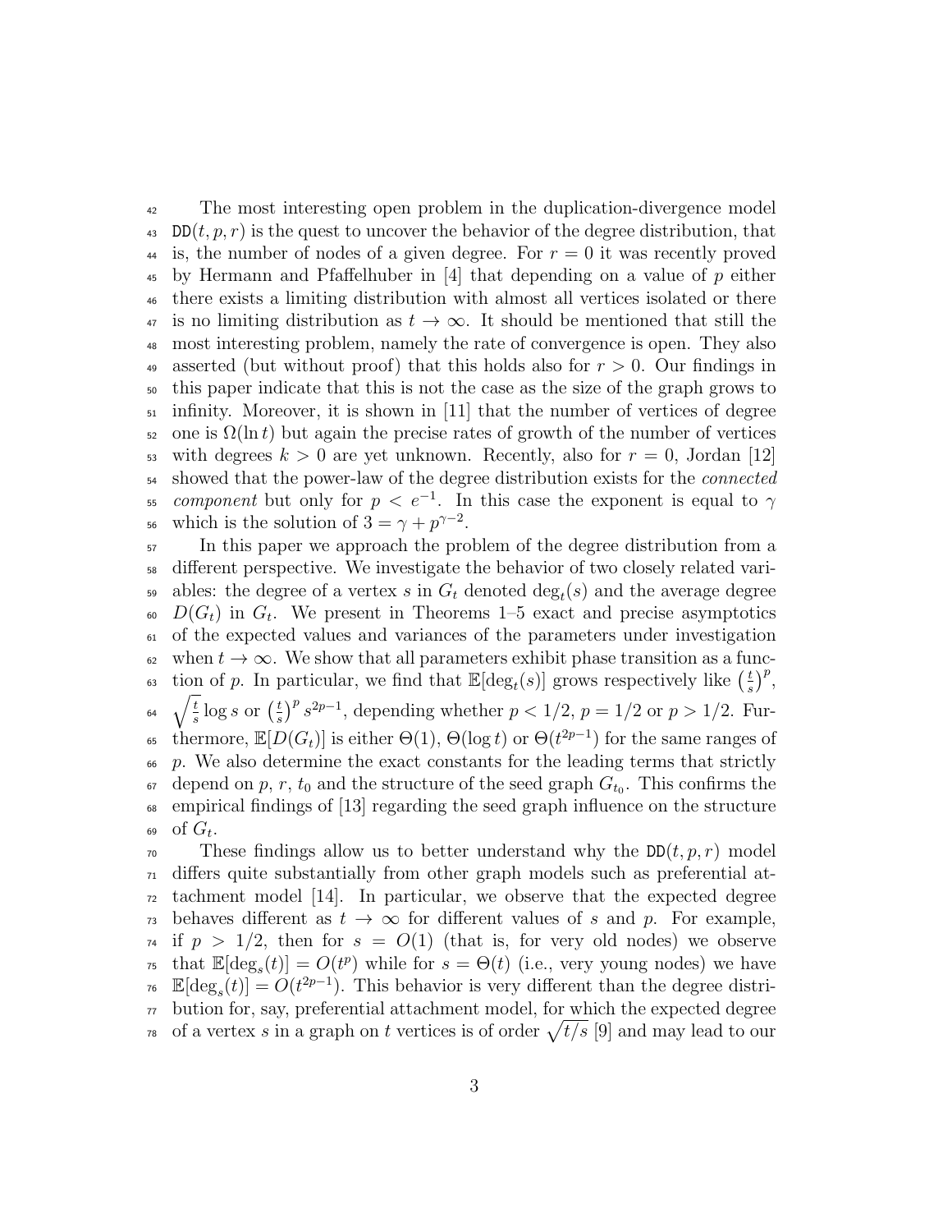The most interesting open problem in the duplication-divergence model $\mathtt{DD}(t, p, r)$ is the quest to uncover the behavior of the degree distribution, that is, the number of nodes of a given degree. For $r = 0$ it was recently proved by Hermann and Pfaffelhuber in [4] that depending on a value of $p$ either there exists a limiting distribution with almost all vertices isolated or there is no limiting distribution as $t \to \infty$. It should be mentioned that still the most interesting problem, namely the rate of convergence is open. They also asserted (but without proof) that this holds also for $r > 0$. Our findings in this paper indicate that this is not the case as the size of the graph grows to infinity. Moreover, it is shown in [11] that the number of vertices of degree one is $\Omega(\ln t)$ but again the precise rates of growth of the number of vertices with degrees $k > 0$ are yet unknown. Recently, also for $r = 0$, Jordan [12] showed that the power-law of the degree distribution exists for the *connected component* but only for $p < e^{-1}$. In this case the exponent is equal to $\gamma$ which is the solution of $3 = \gamma + p^{\gamma-2}$.

In this paper we approach the problem of the degree distribution from a different perspective. We investigate the behavior of two closely related variables: the degree of a vertex $s$ in $G_t$ denoted $\deg_t(s)$ and the average degree $D(G_t)$ in $G_t$. We present in Theorems 1–5 exact and precise asymptotics of the expected values and variances of the parameters under investigation when $t \to \infty$. We show that all parameters exhibit phase transition as a function of $p$. In particular, we find that $\mathbb{E}[\deg_t(s)]$ grows respectively like $\left(\frac{t}{s}\right)^p$, $\sqrt{\frac{t}{s}} \log s$ or $\left(\frac{t}{s}\right)^p s^{2p-1}$, depending whether $p < 1/2$, $p = 1/2$ or $p > 1/2$. Furthermore, $\mathbb{E}[D(G_t)]$ is either $\Theta(1)$, $\Theta(\log t)$ or $\Theta(t^{2p-1})$ for the same ranges of $p$. We also determine the exact constants for the leading terms that strictly depend on $p$, $r$, $t_0$ and the structure of the seed graph $G_{t_0}$. This confirms the empirical findings of [13] regarding the seed graph influence on the structure of $G_t$.

These findings allow us to better understand why the $\mathtt{DD}(t, p, r)$ model differs quite substantially from other graph models such as preferential attachment model [14]. In particular, we observe that the expected degree behaves different as $t \to \infty$ for different values of $s$ and $p$. For example, if $p > 1/2$, then for $s = O(1)$ (that is, for very old nodes) we observe that $\mathbb{E}[\deg_s(t)] = O(t^p)$ while for $s = \Theta(t)$ (i.e., very young nodes) we have $\mathbb{E}[\deg_s(t)] = O(t^{2p-1})$. This behavior is very different than the degree distribution for, say, preferential attachment model, for which the expected degree of a vertex $s$ in a graph on $t$ vertices is of order $\sqrt{t/s}$ [9] and may lead to our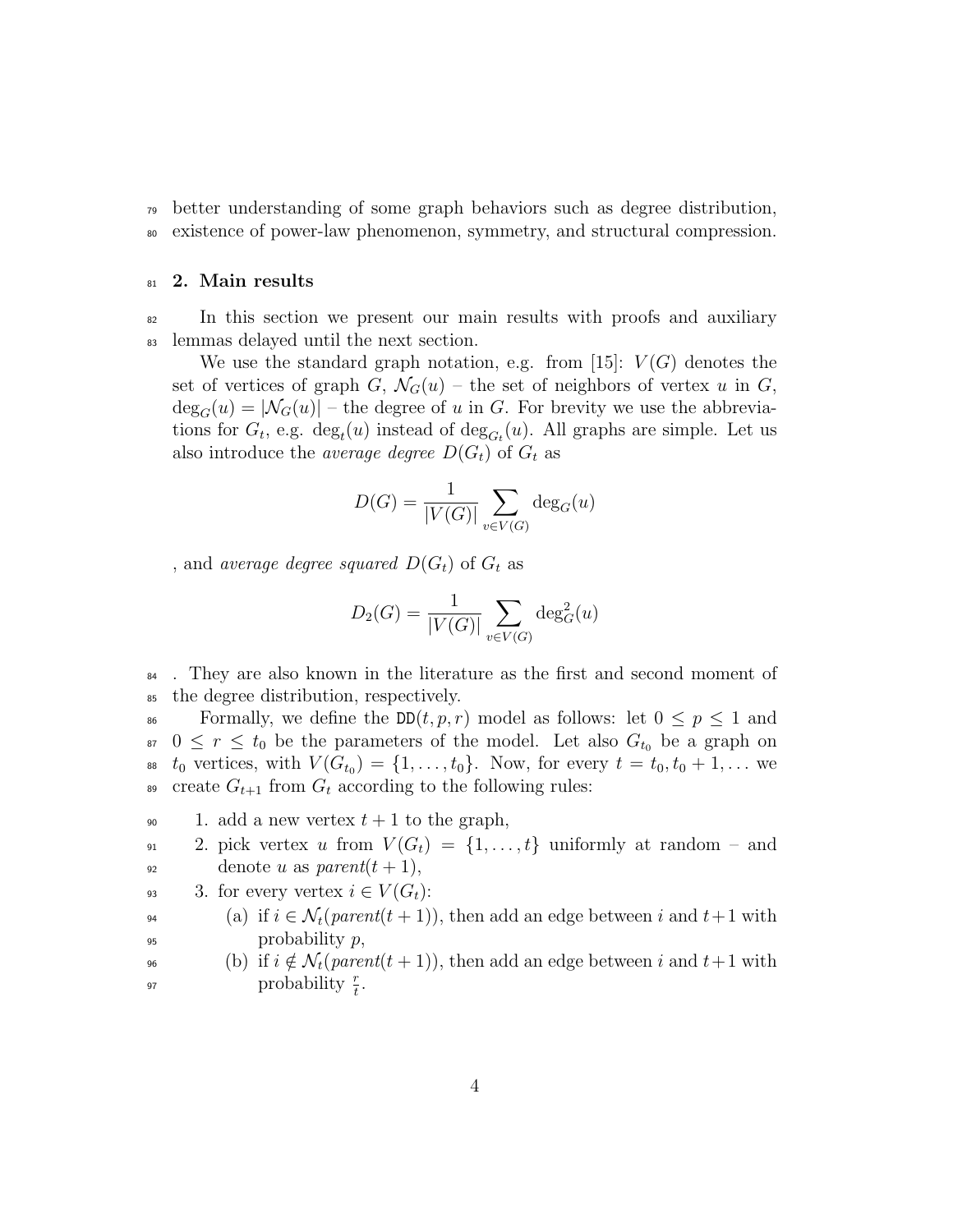better understanding of some graph behaviors such as degree distribution, existence of power-law phenomenon, symmetry, and structural compression.

## 2. Main results

In this section we present our main results with proofs and auxiliary lemmas delayed until the next section.

We use the standard graph notation, e.g. from [15]: $V(G)$ denotes the set of vertices of graph $G$, $\mathcal{N}_G(u)$ – the set of neighbors of vertex $u$ in $G$, $\deg_G(u) = |\mathcal{N}_G(u)|$ – the degree of $u$ in $G$. For brevity we use the abbreviations for $G_t$, e.g. $\deg_t(u)$ instead of $\deg_{G_t}(u)$. All graphs are simple. Let us also introduce the *average degree* $D(G_t)$ of $G_t$ as

$$D(G) = \frac{1}{|V(G)|} \sum_{v \in V(G)} \deg_G(u)$$

, and *average degree squared* $D(G_t)$ of $G_t$ as

$$D_2(G) = \frac{1}{|V(G)|} \sum_{v \in V(G)} \deg_G^2(u)$$

. They are also known in the literature as the first and second moment of the degree distribution, respectively.

Formally, we define the $\texttt{DD}(t, p, r)$ model as follows: let $0 \leq p \leq 1$ and $0 \leq r \leq t_0$ be the parameters of the model. Let also $G_{t_0}$ be a graph on $t_0$ vertices, with $V(G_{t_0}) = \{1, \ldots, t_0\}$. Now, for every $t = t_0, t_0 + 1, \ldots$ we create $G_{t+1}$ from $G_t$ according to the following rules:

1. add a new vertex $t + 1$ to the graph,
2. pick vertex $u$ from $V(G_t) = \{1, \ldots, t\}$ uniformly at random – and denote $u$ as *parent*$(t + 1)$,
3. for every vertex $i \in V(G_t)$:
   (a) if $i \in \mathcal{N}_t(\mathit{parent}(t + 1))$, then add an edge between $i$ and $t+1$ with probability $p$,
   (b) if $i \notin \mathcal{N}_t(\mathit{parent}(t + 1))$, then add an edge between $i$ and $t+1$ with probability $\frac{r}{t}$.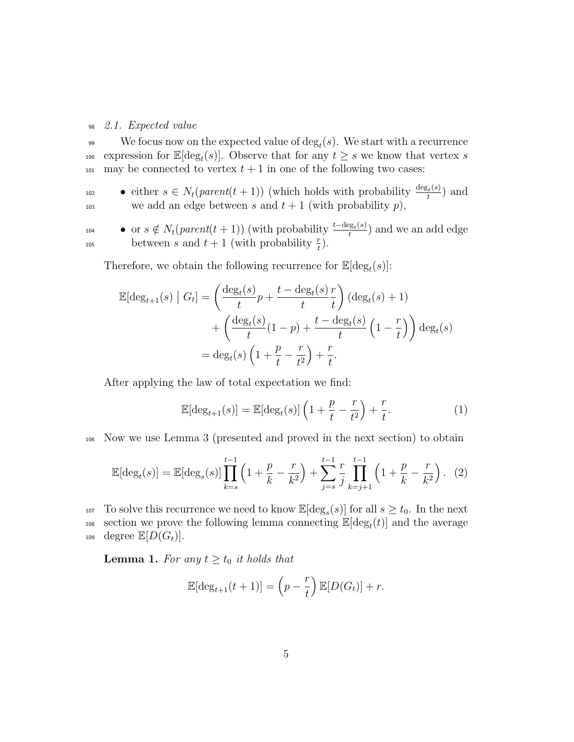### 2.1. Expected value

We focus now on the expected value of $\deg_t(s)$. We start with a recurrence expression for $\mathbb{E}[\deg_t(s)]$. Observe that for any $t \geq s$ we know that vertex $s$ may be connected to vertex $t+1$ in one of the following two cases:

- either $s \in N_t(parent(t+1))$ (which holds with probability $\frac{\deg_t(s)}{t}$) and we add an edge between $s$ and $t+1$ (with probability $p$),
- or $s \notin N_t(parent(t+1))$ (with probability $\frac{t-\deg_t(s)}{t}$) and we an add edge between $s$ and $t+1$ (with probability $\frac{r}{t}$).

Therefore, we obtain the following recurrence for $\mathbb{E}[\deg_t(s)]$:

$$
\begin{aligned}
\mathbb{E}[\deg_{t+1}(s) \mid G_t] &= \left(\frac{\deg_t(s)}{t}p + \frac{t-\deg_t(s)}{t}\frac{r}{t}\right)(\deg_t(s)+1) \\
&\quad + \left(\frac{\deg_t(s)}{t}(1-p) + \frac{t-\deg_t(s)}{t}\left(1-\frac{r}{t}\right)\right)\deg_t(s) \\
&= \deg_t(s)\left(1+\frac{p}{t}-\frac{r}{t^2}\right)+\frac{r}{t}.
\end{aligned}
$$

After applying the law of total expectation we find:

$$
\mathbb{E}[\deg_{t+1}(s)] = \mathbb{E}[\deg_t(s)]\left(1+\frac{p}{t}-\frac{r}{t^2}\right)+\frac{r}{t}. \tag{1}
$$

Now we use Lemma 3 (presented and proved in the next section) to obtain

$$
\mathbb{E}[\deg_t(s)] = \mathbb{E}[\deg_s(s)]\prod_{k=s}^{t-1}\left(1+\frac{p}{k}-\frac{r}{k^2}\right)+\sum_{j=s}^{t-1}\frac{r}{j}\prod_{k=j+1}^{t-1}\left(1+\frac{p}{k}-\frac{r}{k^2}\right). \tag{2}
$$

To solve this recurrence we need to know $\mathbb{E}[\deg_s(s)]$ for all $s \geq t_0$. In the next section we prove the following lemma connecting $\mathbb{E}[\deg_t(t)]$ and the average degree $\mathbb{E}[D(G_t)]$.

**Lemma 1.** *For any $t \geq t_0$ it holds that*

$$
\mathbb{E}[\deg_{t+1}(t+1)] = \left(p-\frac{r}{t}\right)\mathbb{E}[D(G_t)]+r.
$$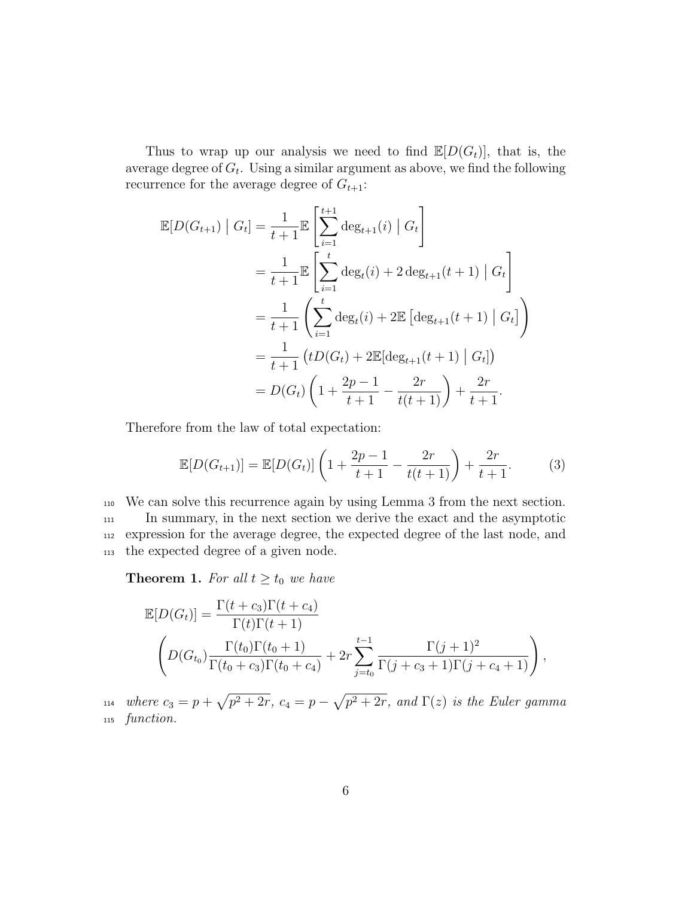Thus to wrap up our analysis we need to find $\mathbb{E}[D(G_t)]$, that is, the average degree of $G_t$. Using a similar argument as above, we find the following recurrence for the average degree of $G_{t+1}$:

$$
\begin{aligned}
\mathbb{E}[D(G_{t+1}) \mid G_t] &= \frac{1}{t+1}\mathbb{E}\left[\sum_{i=1}^{t+1} \deg_{t+1}(i) \mid G_t\right] \\
&= \frac{1}{t+1}\mathbb{E}\left[\sum_{i=1}^{t} \deg_{t}(i) + 2\deg_{t+1}(t+1) \mid G_t\right] \\
&= \frac{1}{t+1}\left(\sum_{i=1}^{t} \deg_{t}(i) + 2\mathbb{E}\left[\deg_{t+1}(t+1) \mid G_t\right]\right) \\
&= \frac{1}{t+1}\left(tD(G_t) + 2\mathbb{E}[\deg_{t+1}(t+1) \mid G_t]\right) \\
&= D(G_t)\left(1 + \frac{2p-1}{t+1} - \frac{2r}{t(t+1)}\right) + \frac{2r}{t+1}.
\end{aligned}
$$

Therefore from the law of total expectation:

$$
\mathbb{E}[D(G_{t+1})] = \mathbb{E}[D(G_t)]\left(1 + \frac{2p-1}{t+1} - \frac{2r}{t(t+1)}\right) + \frac{2r}{t+1}. \tag{3}
$$

We can solve this recurrence again by using Lemma 3 from the next section.

In summary, in the next section we derive the exact and the asymptotic expression for the average degree, the expected degree of the last node, and the expected degree of a given node.

**Theorem 1.** *For all $t \geq t_0$ we have*

$$
\mathbb{E}[D(G_t)] = \frac{\Gamma(t+c_3)\Gamma(t+c_4)}{\Gamma(t)\Gamma(t+1)}
\left(D(G_{t_0})\frac{\Gamma(t_0)\Gamma(t_0+1)}{\Gamma(t_0+c_3)\Gamma(t_0+c_4)} + 2r\sum_{j=t_0}^{t-1}\frac{\Gamma(j+1)^2}{\Gamma(j+c_3+1)\Gamma(j+c_4+1)}\right),
$$

*where $c_3 = p + \sqrt{p^2+2r}$, $c_4 = p - \sqrt{p^2+2r}$, and $\Gamma(z)$ is the Euler gamma function.*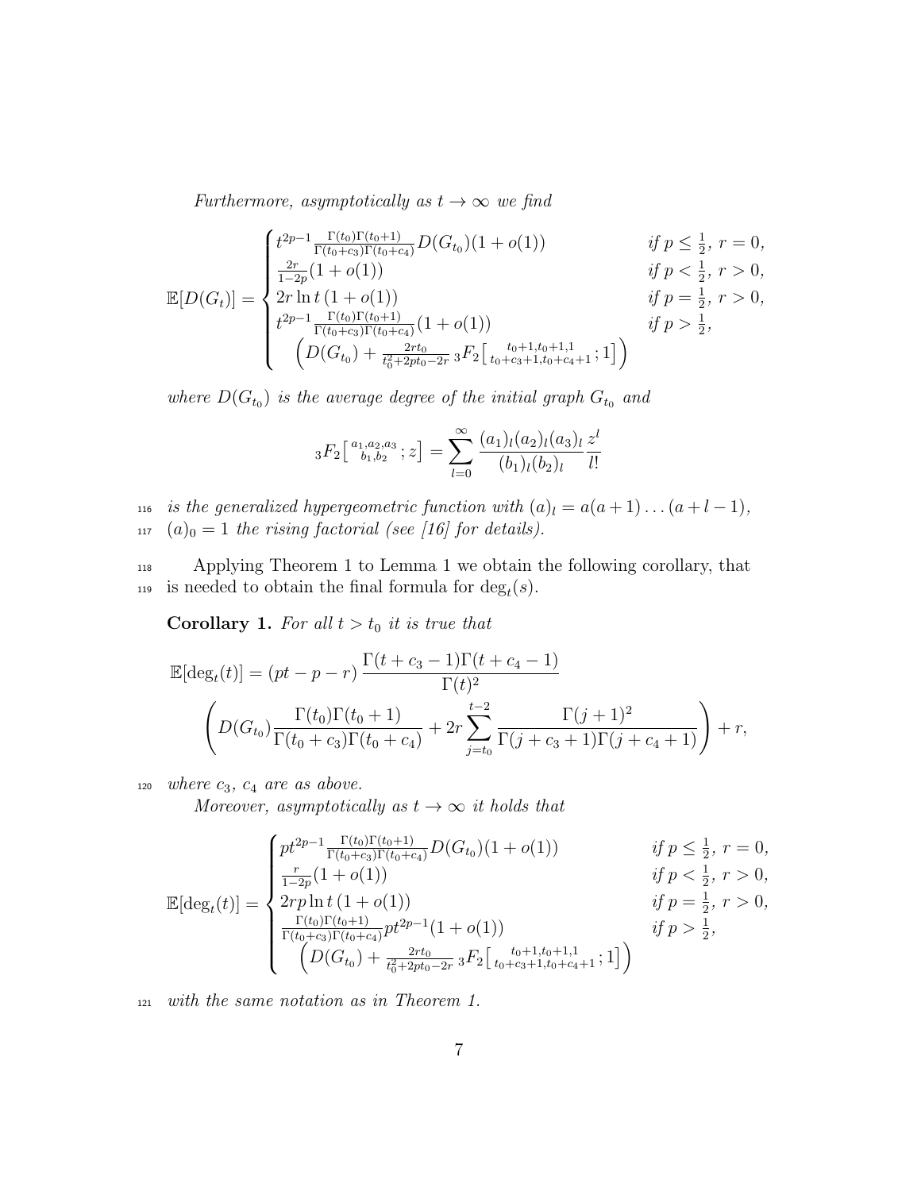*Furthermore, asymptotically as $t \to \infty$ we find*

$$\mathbb{E}[D(G_t)] = \begin{cases} t^{2p-1} \frac{\Gamma(t_0)\Gamma(t_0+1)}{\Gamma(t_0+c_3)\Gamma(t_0+c_4)} D(G_{t_0})(1+o(1)) & \text{if } p \le \frac{1}{2},\ r = 0, \\ \frac{2r}{1-2p}(1+o(1)) & \text{if } p < \frac{1}{2},\ r > 0, \\ 2r \ln t\,(1+o(1)) & \text{if } p = \frac{1}{2},\ r > 0, \\ t^{2p-1} \frac{\Gamma(t_0)\Gamma(t_0+1)}{\Gamma(t_0+c_3)\Gamma(t_0+c_4)}(1+o(1)) & \text{if } p > \frac{1}{2}, \\ \quad \left( D(G_{t_0}) + \frac{2rt_0}{t_0^2+2pt_0-2r}\, {}_3F_2\left[ {t_0+1, t_0+1, 1 \atop t_0+c_3+1, t_0+c_4+1} ; 1 \right] \right) & \end{cases}$$

*where $D(G_{t_0})$ is the average degree of the initial graph $G_{t_0}$ and*

$${}_3F_2\left[ {a_1, a_2, a_3 \atop b_1, b_2} ; z \right] = \sum_{l=0}^{\infty} \frac{(a_1)_l (a_2)_l (a_3)_l}{(b_1)_l (b_2)_l} \frac{z^l}{l!}$$

*is the generalized hypergeometric function with $(a)_l = a(a+1)\dots(a+l-1)$, $(a)_0 = 1$ the rising factorial (see [16] for details).*

Applying Theorem 1 to Lemma 1 we obtain the following corollary, that is needed to obtain the final formula for $\deg_t(s)$.

**Corollary 1.** *For all $t > t_0$ it is true that*

$$\mathbb{E}[\deg_t(t)] = (pt - p - r) \frac{\Gamma(t+c_3-1)\Gamma(t+c_4-1)}{\Gamma(t)^2} \left( D(G_{t_0}) \frac{\Gamma(t_0)\Gamma(t_0+1)}{\Gamma(t_0+c_3)\Gamma(t_0+c_4)} + 2r \sum_{j=t_0}^{t-2} \frac{\Gamma(j+1)^2}{\Gamma(j+c_3+1)\Gamma(j+c_4+1)} \right) + r,$$

*where $c_3$, $c_4$ are as above.*

*Moreover, asymptotically as $t \to \infty$ it holds that*

$$\mathbb{E}[\deg_t(t)] = \begin{cases} pt^{2p-1} \frac{\Gamma(t_0)\Gamma(t_0+1)}{\Gamma(t_0+c_3)\Gamma(t_0+c_4)} D(G_{t_0})(1+o(1)) & \text{if } p \le \frac{1}{2},\ r = 0, \\ \frac{r}{1-2p}(1+o(1)) & \text{if } p < \frac{1}{2},\ r > 0, \\ 2rp \ln t\,(1+o(1)) & \text{if } p = \frac{1}{2},\ r > 0, \\ \frac{\Gamma(t_0)\Gamma(t_0+1)}{\Gamma(t_0+c_3)\Gamma(t_0+c_4)} pt^{2p-1}(1+o(1)) & \text{if } p > \frac{1}{2}, \\ \quad \left( D(G_{t_0}) + \frac{2rt_0}{t_0^2+2pt_0-2r}\, {}_3F_2\left[ {t_0+1, t_0+1, 1 \atop t_0+c_3+1, t_0+c_4+1} ; 1 \right] \right) & \end{cases}$$

*with the same notation as in Theorem 1.*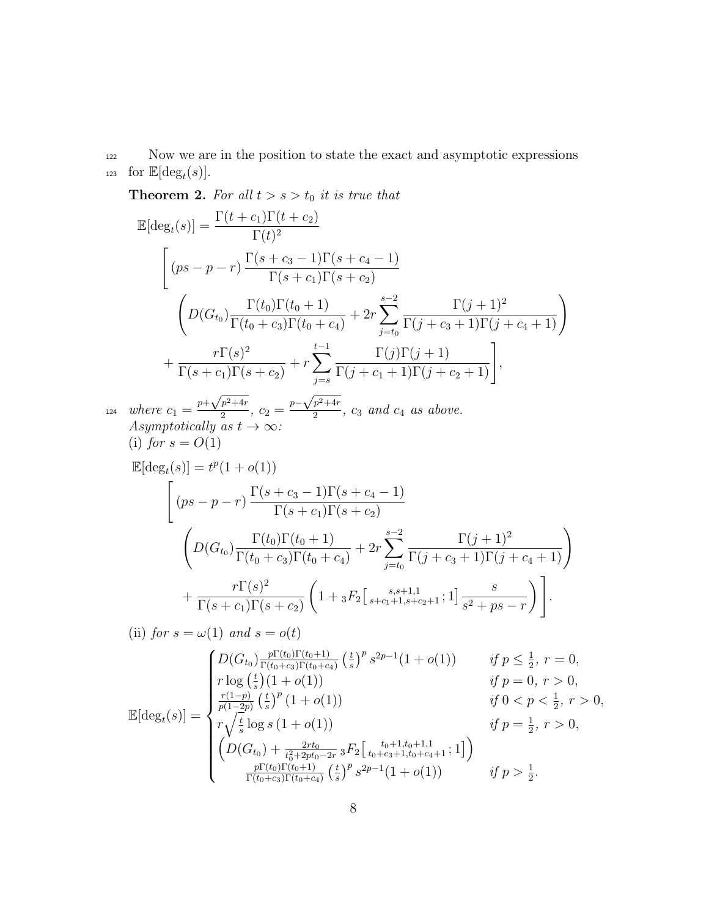Now we are in the position to state the exact and asymptotic expressions for $\mathbb{E}[\deg_t(s)]$.

**Theorem 2.** *For all $t > s > t_0$ it is true that*

$$
\begin{aligned}
\mathbb{E}[\deg_t(s)] = \frac{\Gamma(t+c_1)\Gamma(t+c_2)}{\Gamma(t)^2} \\
\Bigg[ (ps-p-r) \frac{\Gamma(s+c_3-1)\Gamma(s+c_4-1)}{\Gamma(s+c_1)\Gamma(s+c_2)} \\
\left( D(G_{t_0}) \frac{\Gamma(t_0)\Gamma(t_0+1)}{\Gamma(t_0+c_3)\Gamma(t_0+c_4)} + 2r \sum_{j=t_0}^{s-2} \frac{\Gamma(j+1)^2}{\Gamma(j+c_3+1)\Gamma(j+c_4+1)} \right) \\
+ \frac{r\Gamma(s)^2}{\Gamma(s+c_1)\Gamma(s+c_2)} + r \sum_{j=s}^{t-1} \frac{\Gamma(j)\Gamma(j+1)}{\Gamma(j+c_1+1)\Gamma(j+c_2+1)} \Bigg],
\end{aligned}
$$

*where $c_1 = \frac{p+\sqrt{p^2+4r}}{2}$, $c_2 = \frac{p-\sqrt{p^2+4r}}{2}$, $c_3$ and $c_4$ as above.*
*Asymptotically as $t \to \infty$:*
(i) *for $s = O(1)$*

$$
\begin{aligned}
\mathbb{E}[\deg_t(s)] = t^p(1+o(1)) \\
\Bigg[ (ps-p-r) \frac{\Gamma(s+c_3-1)\Gamma(s+c_4-1)}{\Gamma(s+c_1)\Gamma(s+c_2)} \\
\left( D(G_{t_0}) \frac{\Gamma(t_0)\Gamma(t_0+1)}{\Gamma(t_0+c_3)\Gamma(t_0+c_4)} + 2r \sum_{j=t_0}^{s-2} \frac{\Gamma(j+1)^2}{\Gamma(j+c_3+1)\Gamma(j+c_4+1)} \right) \\
+ \frac{r\Gamma(s)^2}{\Gamma(s+c_1)\Gamma(s+c_2)} \left( 1 + {}_3F_2\left[ {s, s+1, 1 \atop s+c_1+1, s+c_2+1}; 1 \right] \frac{s}{s^2+ps-r} \right) \Bigg].
\end{aligned}
$$

(ii) *for $s = \omega(1)$ and $s = o(t)$*

$$
\mathbb{E}[\deg_t(s)] = \begin{cases}
D(G_{t_0}) \frac{p\Gamma(t_0)\Gamma(t_0+1)}{\Gamma(t_0+c_3)\Gamma(t_0+c_4)} \left(\frac{t}{s}\right)^p s^{2p-1}(1+o(1)) & \text{if } p \le \frac{1}{2},\ r = 0, \\
r \log\left(\frac{t}{s}\right)(1+o(1)) & \text{if } p = 0,\ r > 0, \\
\frac{r(1-p)}{p(1-2p)} \left(\frac{t}{s}\right)^p (1+o(1)) & \text{if } 0 < p < \frac{1}{2},\ r > 0, \\
r\sqrt{\frac{t}{s}} \log s\,(1+o(1)) & \text{if } p = \frac{1}{2},\ r > 0, \\
\left( D(G_{t_0}) + \frac{2rt_0}{t_0^2+2pt_0-2r}\, {}_3F_2\left[ {t_0+1, t_0+1, 1 \atop t_0+c_3+1, t_0+c_4+1}; 1 \right] \right) & \\
\quad \frac{p\Gamma(t_0)\Gamma(t_0+1)}{\Gamma(t_0+c_3)\Gamma(t_0+c_4)} \left(\frac{t}{s}\right)^p s^{2p-1}(1+o(1)) & \text{if } p > \frac{1}{2}.
\end{cases}
$$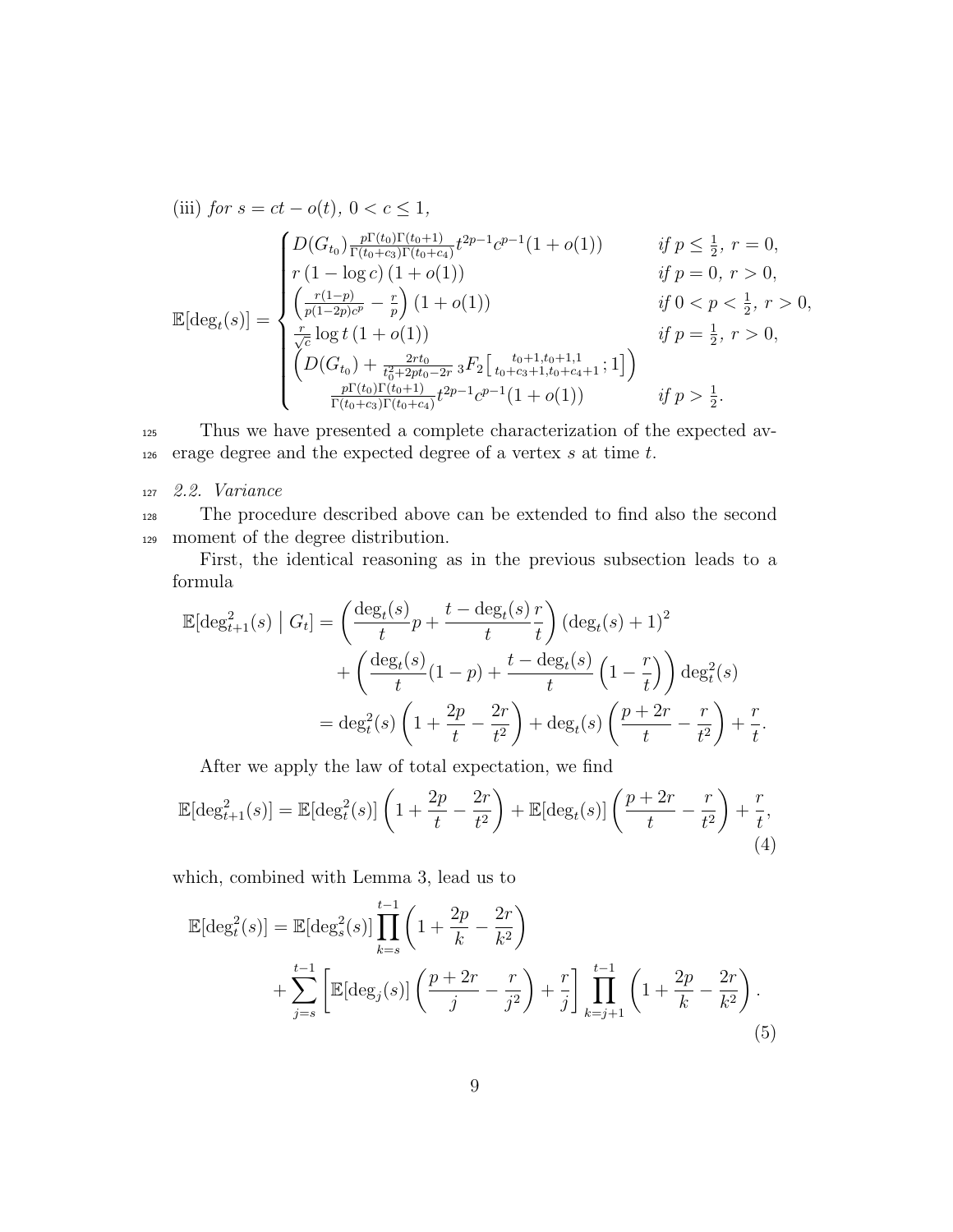(iii) *for* $s = ct - o(t)$, $0 < c \leq 1$,

$$
\mathbb{E}[\deg_t(s)] = \begin{cases}
D(G_{t_0}) \frac{p\Gamma(t_0)\Gamma(t_0+1)}{\Gamma(t_0+c_3)\Gamma(t_0+c_4)} t^{2p-1} c^{p-1}(1+o(1)) & \textit{if } p \leq \frac{1}{2},\ r = 0, \\
r\,(1 - \log c)\,(1+o(1)) & \textit{if } p = 0,\ r > 0, \\
\left(\frac{r(1-p)}{p(1-2p)c^p} - \frac{r}{p}\right)(1+o(1)) & \textit{if } 0 < p < \frac{1}{2},\ r > 0, \\
\frac{r}{\sqrt{c}} \log t\,(1+o(1)) & \textit{if } p = \frac{1}{2},\ r > 0, \\
\left(D(G_{t_0}) + \frac{2rt_0}{t_0^2 + 2pt_0 - 2r}\, {}_3F_2\left[\substack{t_0+1,t_0+1,1 \\ t_0+c_3+1,t_0+c_4+1};1\right]\right) & \\
\qquad \frac{p\Gamma(t_0)\Gamma(t_0+1)}{\Gamma(t_0+c_3)\Gamma(t_0+c_4)} t^{2p-1} c^{p-1}(1+o(1)) & \textit{if } p > \frac{1}{2}.
\end{cases}
$$

Thus we have presented a complete characterization of the expected average degree and the expected degree of a vertex $s$ at time $t$.

## 2.2. Variance

The procedure described above can be extended to find also the second moment of the degree distribution.

First, the identical reasoning as in the previous subsection leads to a formula

$$
\begin{aligned}
\mathbb{E}[\deg_{t+1}^2(s) \mid G_t] &= \left(\frac{\deg_t(s)}{t} p + \frac{t - \deg_t(s)}{t} \frac{r}{t}\right) (\deg_t(s) + 1)^2 \\
&\quad + \left(\frac{\deg_t(s)}{t}(1-p) + \frac{t - \deg_t(s)}{t}\left(1 - \frac{r}{t}\right)\right) \deg_t^2(s) \\
&= \deg_t^2(s) \left(1 + \frac{2p}{t} - \frac{2r}{t^2}\right) + \deg_t(s) \left(\frac{p+2r}{t} - \frac{r}{t^2}\right) + \frac{r}{t}.
\end{aligned}
$$

After we apply the law of total expectation, we find

$$
\mathbb{E}[\deg_{t+1}^2(s)] = \mathbb{E}[\deg_t^2(s)] \left(1 + \frac{2p}{t} - \frac{2r}{t^2}\right) + \mathbb{E}[\deg_t(s)] \left(\frac{p+2r}{t} - \frac{r}{t^2}\right) + \frac{r}{t}, \tag{4}
$$

which, combined with Lemma 3, lead us to

$$
\begin{aligned}
\mathbb{E}[\deg_t^2(s)] &= \mathbb{E}[\deg_s^2(s)] \prod_{k=s}^{t-1} \left(1 + \frac{2p}{k} - \frac{2r}{k^2}\right) \\
&\quad + \sum_{j=s}^{t-1} \left[\mathbb{E}[\deg_j(s)] \left(\frac{p+2r}{j} - \frac{r}{j^2}\right) + \frac{r}{j}\right] \prod_{k=j+1}^{t-1} \left(1 + \frac{2p}{k} - \frac{2r}{k^2}\right).
\end{aligned} \tag{5}
$$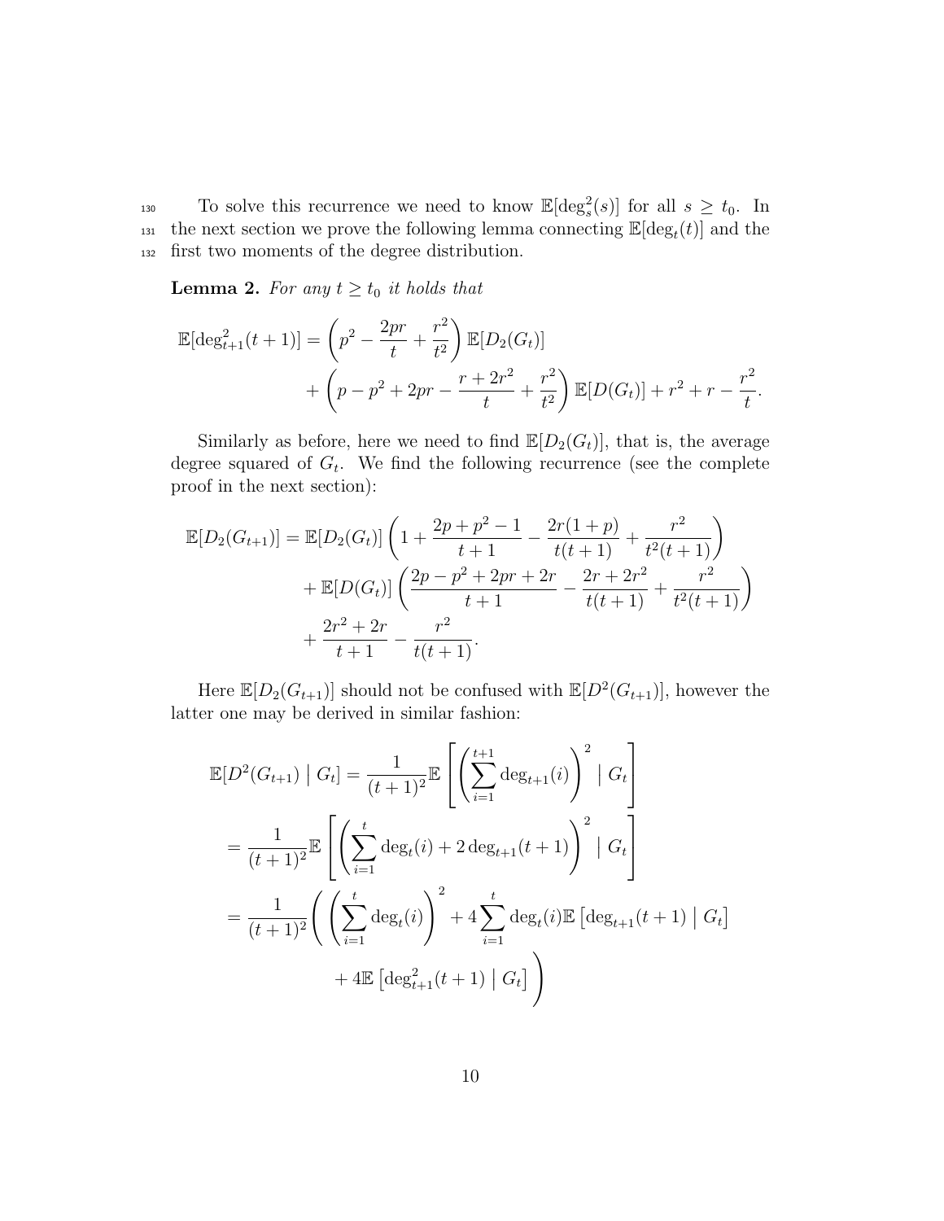To solve this recurrence we need to know $\mathbb{E}[\deg_s^2(s)]$ for all $s \geq t_0$. In the next section we prove the following lemma connecting $\mathbb{E}[\deg_t(t)]$ and the first two moments of the degree distribution.

**Lemma 2.** *For any $t \geq t_0$ it holds that*

$$\mathbb{E}[\deg_{t+1}^2(t+1)] = \left(p^2 - \frac{2pr}{t} + \frac{r^2}{t^2}\right)\mathbb{E}[D_2(G_t)] + \left(p - p^2 + 2pr - \frac{r+2r^2}{t} + \frac{r^2}{t^2}\right)\mathbb{E}[D(G_t)] + r^2 + r - \frac{r^2}{t}.$$

Similarly as before, here we need to find $\mathbb{E}[D_2(G_t)]$, that is, the average degree squared of $G_t$. We find the following recurrence (see the complete proof in the next section):

$$\begin{aligned}
\mathbb{E}[D_2(G_{t+1})] &= \mathbb{E}[D_2(G_t)]\left(1 + \frac{2p+p^2-1}{t+1} - \frac{2r(1+p)}{t(t+1)} + \frac{r^2}{t^2(t+1)}\right) \\
&\quad + \mathbb{E}[D(G_t)]\left(\frac{2p-p^2+2pr+2r}{t+1} - \frac{2r+2r^2}{t(t+1)} + \frac{r^2}{t^2(t+1)}\right) \\
&\quad + \frac{2r^2+2r}{t+1} - \frac{r^2}{t(t+1)}.
\end{aligned}$$

Here $\mathbb{E}[D_2(G_{t+1})]$ should not be confused with $\mathbb{E}[D^2(G_{t+1})]$, however the latter one may be derived in similar fashion:

$$\begin{aligned}
\mathbb{E}[D^2(G_{t+1}) \mid G_t] &= \frac{1}{(t+1)^2}\mathbb{E}\left[\left(\sum_{i=1}^{t+1}\deg_{t+1}(i)\right)^2 \mid G_t\right] \\
&= \frac{1}{(t+1)^2}\mathbb{E}\left[\left(\sum_{i=1}^{t}\deg_t(i) + 2\deg_{t+1}(t+1)\right)^2 \mid G_t\right] \\
&= \frac{1}{(t+1)^2}\Bigg(\left(\sum_{i=1}^{t}\deg_t(i)\right)^2 + 4\sum_{i=1}^{t}\deg_t(i)\mathbb{E}\left[\deg_{t+1}(t+1) \mid G_t\right] \\
&\qquad + 4\mathbb{E}\left[\deg_{t+1}^2(t+1) \mid G_t\right]\Bigg)
\end{aligned}$$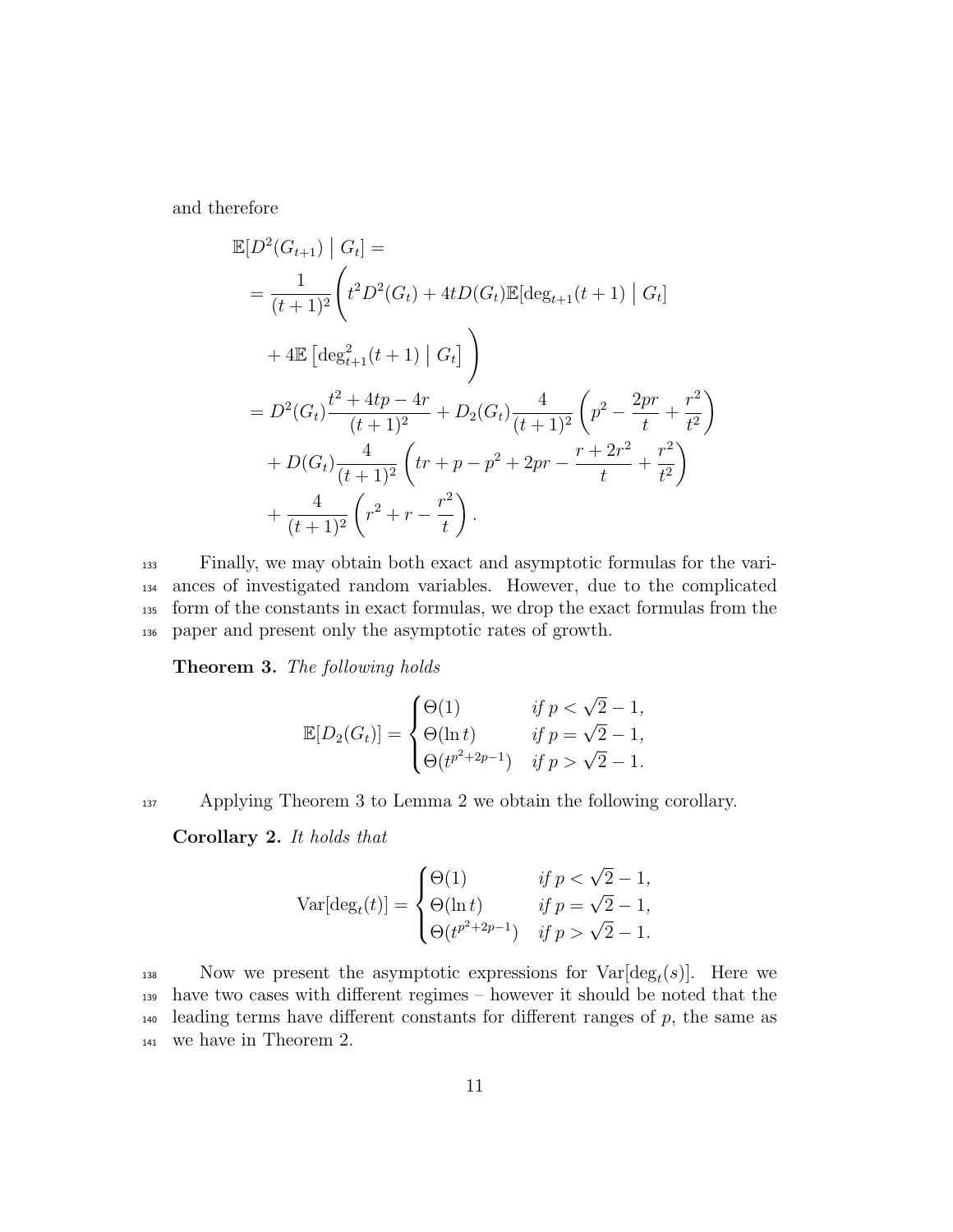and therefore

$$
\begin{aligned}
&\mathbb{E}[D^2(G_{t+1}) \mid G_t] = \\
&= \frac{1}{(t+1)^2}\Bigg( t^2 D^2(G_t) + 4tD(G_t)\mathbb{E}[\deg_{t+1}(t+1) \mid G_t] \\
&\quad + 4\mathbb{E}\left[\deg_{t+1}^2(t+1) \mid G_t\right] \Bigg) \\
&= D^2(G_t)\frac{t^2+4tp-4r}{(t+1)^2} + D_2(G_t)\frac{4}{(t+1)^2}\left(p^2 - \frac{2pr}{t} + \frac{r^2}{t^2}\right) \\
&\quad + D(G_t)\frac{4}{(t+1)^2}\left(tr + p - p^2 + 2pr - \frac{r+2r^2}{t} + \frac{r^2}{t^2}\right) \\
&\quad + \frac{4}{(t+1)^2}\left(r^2 + r - \frac{r^2}{t}\right).
\end{aligned}
$$

Finally, we may obtain both exact and asymptotic formulas for the variances of investigated random variables. However, due to the complicated form of the constants in exact formulas, we drop the exact formulas from the paper and present only the asymptotic rates of growth.

**Theorem 3.** *The following holds*

$$
\mathbb{E}[D_2(G_t)] = \begin{cases} \Theta(1) & \text{if } p < \sqrt{2}-1, \\ \Theta(\ln t) & \text{if } p = \sqrt{2}-1, \\ \Theta(t^{p^2+2p-1}) & \text{if } p > \sqrt{2}-1. \end{cases}
$$

Applying Theorem 3 to Lemma 2 we obtain the following corollary.

**Corollary 2.** *It holds that*

$$
\mathrm{Var}[\deg_t(t)] = \begin{cases} \Theta(1) & \text{if } p < \sqrt{2}-1, \\ \Theta(\ln t) & \text{if } p = \sqrt{2}-1, \\ \Theta(t^{p^2+2p-1}) & \text{if } p > \sqrt{2}-1. \end{cases}
$$

Now we present the asymptotic expressions for $\mathrm{Var}[\deg_t(s)]$. Here we have two cases with different regimes – however it should be noted that the leading terms have different constants for different ranges of $p$, the same as we have in Theorem 2.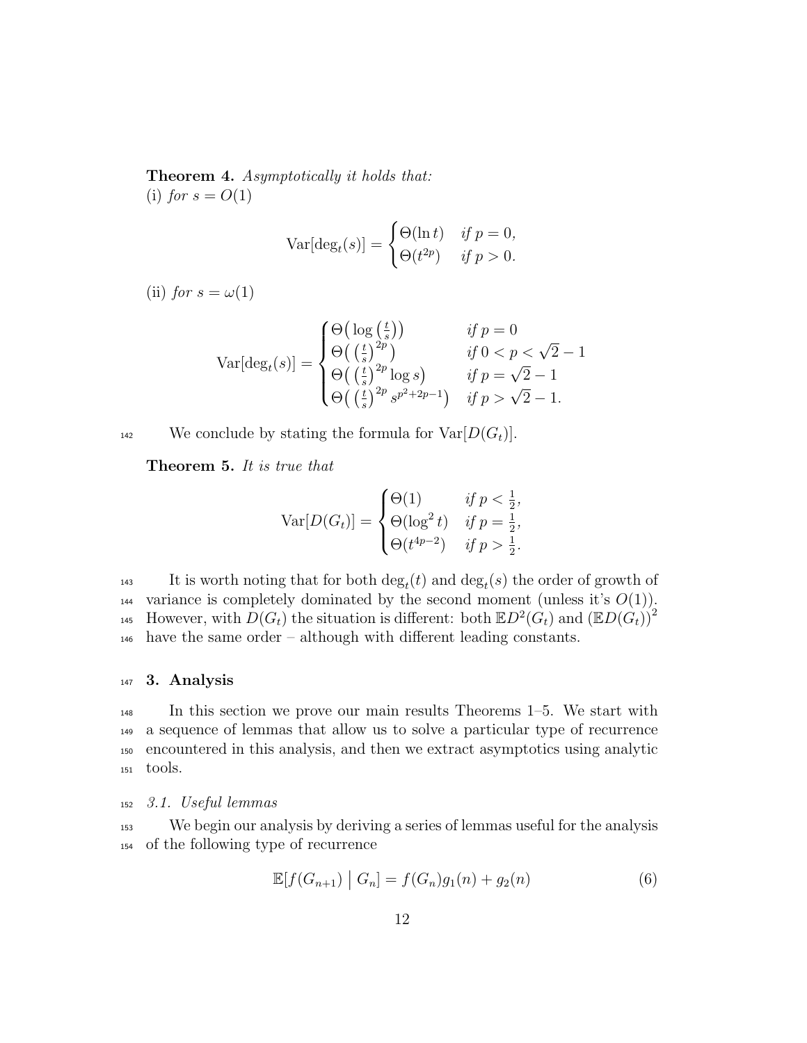**Theorem 4.** *Asymptotically it holds that:*
(i) *for* $s = O(1)$

$$\mathrm{Var}[\deg_t(s)] = \begin{cases} \Theta(\ln t) & \text{if } p = 0, \\ \Theta(t^{2p}) & \text{if } p > 0. \end{cases}$$

(ii) *for* $s = \omega(1)$

$$\mathrm{Var}[\deg_t(s)] = \begin{cases} \Theta\big(\log\big(\frac{t}{s}\big)\big) & \text{if } p = 0 \\ \Theta\big(\big(\frac{t}{s}\big)^{2p}\big) & \text{if } 0 < p < \sqrt{2} - 1 \\ \Theta\big(\big(\frac{t}{s}\big)^{2p} \log s\big) & \text{if } p = \sqrt{2} - 1 \\ \Theta\big(\big(\frac{t}{s}\big)^{2p} s^{p^2+2p-1}\big) & \text{if } p > \sqrt{2} - 1. \end{cases}$$

We conclude by stating the formula for $\mathrm{Var}[D(G_t)]$.

**Theorem 5.** *It is true that*

$$\mathrm{Var}[D(G_t)] = \begin{cases} \Theta(1) & \text{if } p < \frac{1}{2}, \\ \Theta(\log^2 t) & \text{if } p = \frac{1}{2}, \\ \Theta(t^{4p-2}) & \text{if } p > \frac{1}{2}. \end{cases}$$

It is worth noting that for both $\deg_t(t)$ and $\deg_t(s)$ the order of growth of variance is completely dominated by the second moment (unless it's $O(1)$). However, with $D(G_t)$ the situation is different: both $\mathbb{E}D^2(G_t)$ and $\left(\mathbb{E}D(G_t)\right)^2$ have the same order – although with different leading constants.

## 3. Analysis

In this section we prove our main results Theorems 1–5. We start with a sequence of lemmas that allow us to solve a particular type of recurrence encountered in this analysis, and then we extract asymptotics using analytic tools.

### 3.1. Useful lemmas

We begin our analysis by deriving a series of lemmas useful for the analysis of the following type of recurrence

$$\mathbb{E}[f(G_{n+1}) \mid G_n] = f(G_n)g_1(n) + g_2(n) \tag{6}$$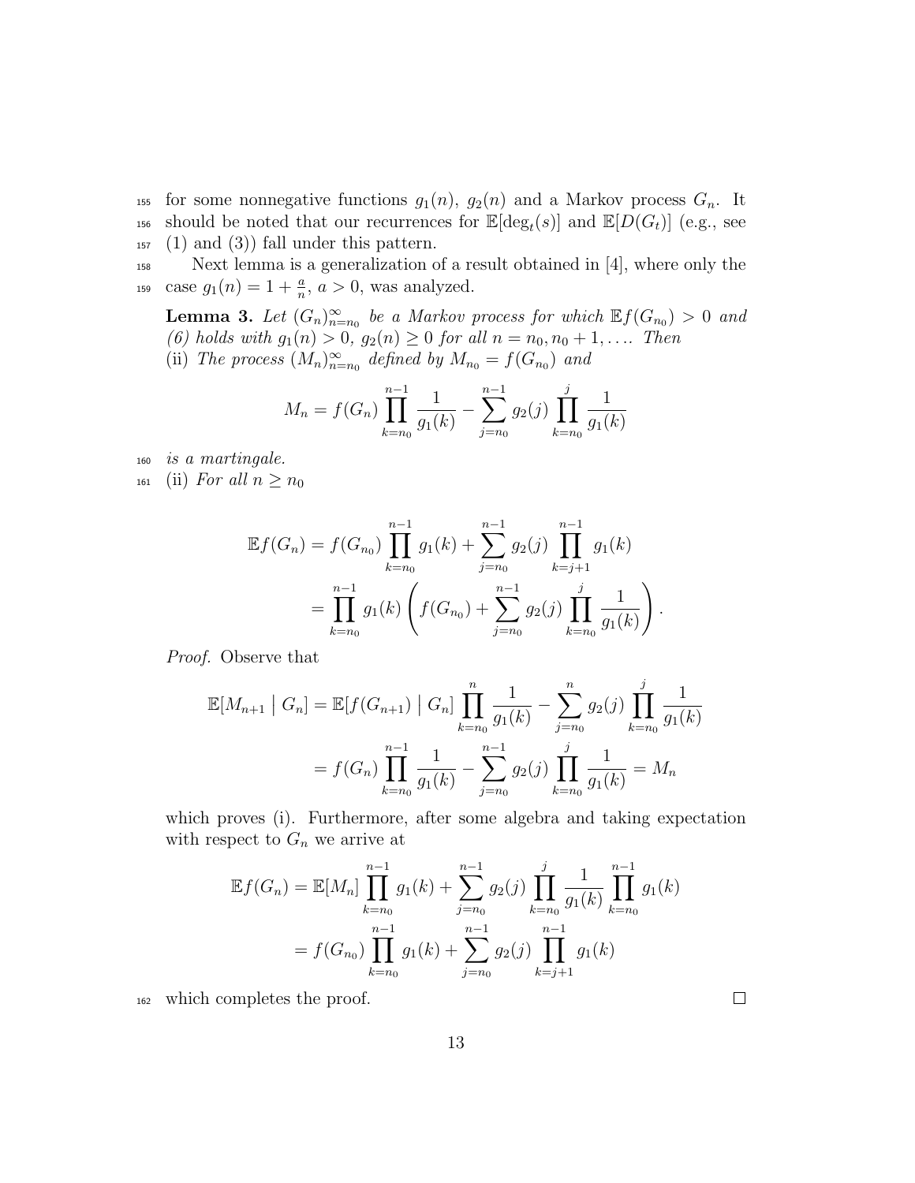for some nonnegative functions $g_1(n)$, $g_2(n)$ and a Markov process $G_n$. It should be noted that our recurrences for $\mathbb{E}[\deg_t(s)]$ and $\mathbb{E}[D(G_t)]$ (e.g., see (1) and (3)) fall under this pattern.

Next lemma is a generalization of a result obtained in [4], where only the case $g_1(n) = 1 + \frac{a}{n}$, $a > 0$, was analyzed.

**Lemma 3.** *Let $(G_n)_{n=n_0}^{\infty}$ be a Markov process for which $\mathbb{E}f(G_{n_0}) > 0$ and (6) holds with $g_1(n) > 0$, $g_2(n) \geq 0$ for all $n = n_0, n_0+1, \ldots$. Then*
(ii) *The process $(M_n)_{n=n_0}^{\infty}$ defined by $M_{n_0} = f(G_{n_0})$ and*

$$M_n = f(G_n) \prod_{k=n_0}^{n-1} \frac{1}{g_1(k)} - \sum_{j=n_0}^{n-1} g_2(j) \prod_{k=n_0}^{j} \frac{1}{g_1(k)}$$

*is a martingale.*
(ii) *For all $n \geq n_0$*

$$\begin{aligned}
\mathbb{E}f(G_n) &= f(G_{n_0}) \prod_{k=n_0}^{n-1} g_1(k) + \sum_{j=n_0}^{n-1} g_2(j) \prod_{k=j+1}^{n-1} g_1(k) \\
&= \prod_{k=n_0}^{n-1} g_1(k) \left( f(G_{n_0}) + \sum_{j=n_0}^{n-1} g_2(j) \prod_{k=n_0}^{j} \frac{1}{g_1(k)} \right).
\end{aligned}$$

*Proof.* Observe that

$$\begin{aligned}
\mathbb{E}[M_{n+1} \mid G_n] &= \mathbb{E}[f(G_{n+1}) \mid G_n] \prod_{k=n_0}^{n} \frac{1}{g_1(k)} - \sum_{j=n_0}^{n} g_2(j) \prod_{k=n_0}^{j} \frac{1}{g_1(k)} \\
&= f(G_n) \prod_{k=n_0}^{n-1} \frac{1}{g_1(k)} - \sum_{j=n_0}^{n-1} g_2(j) \prod_{k=n_0}^{j} \frac{1}{g_1(k)} = M_n
\end{aligned}$$

which proves (i). Furthermore, after some algebra and taking expectation with respect to $G_n$ we arrive at

$$\begin{aligned}
\mathbb{E}f(G_n) &= \mathbb{E}[M_n] \prod_{k=n_0}^{n-1} g_1(k) + \sum_{j=n_0}^{n-1} g_2(j) \prod_{k=n_0}^{j} \frac{1}{g_1(k)} \prod_{k=n_0}^{n-1} g_1(k) \\
&= f(G_{n_0}) \prod_{k=n_0}^{n-1} g_1(k) + \sum_{j=n_0}^{n-1} g_2(j) \prod_{k=j+1}^{n-1} g_1(k)
\end{aligned}$$

which completes the proof. $\square$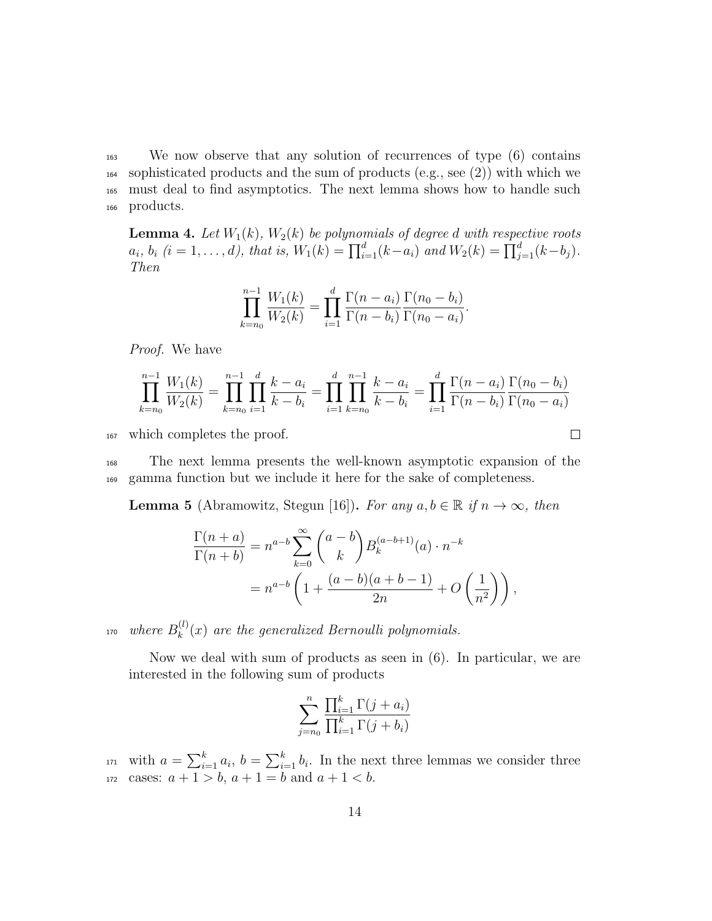We now observe that any solution of recurrences of type (6) contains sophisticated products and the sum of products (e.g., see (2)) with which we must deal to find asymptotics. The next lemma shows how to handle such products.

**Lemma 4.** *Let $W_1(k)$, $W_2(k)$ be polynomials of degree $d$ with respective roots $a_i$, $b_i$ $(i = 1, \dots, d)$, that is, $W_1(k) = \prod_{i=1}^{d}(k - a_i)$ and $W_2(k) = \prod_{j=1}^{d}(k - b_j)$. Then*

$$\prod_{k=n_0}^{n-1} \frac{W_1(k)}{W_2(k)} = \prod_{i=1}^{d} \frac{\Gamma(n-a_i)}{\Gamma(n-b_i)} \frac{\Gamma(n_0-b_i)}{\Gamma(n_0-a_i)}.$$

*Proof.* We have

$$\prod_{k=n_0}^{n-1} \frac{W_1(k)}{W_2(k)} = \prod_{k=n_0}^{n-1} \prod_{i=1}^{d} \frac{k-a_i}{k-b_i} = \prod_{i=1}^{d} \prod_{k=n_0}^{n-1} \frac{k-a_i}{k-b_i} = \prod_{i=1}^{d} \frac{\Gamma(n-a_i)}{\Gamma(n-b_i)} \frac{\Gamma(n_0-b_i)}{\Gamma(n_0-a_i)}$$

which completes the proof. $\square$

The next lemma presents the well-known asymptotic expansion of the gamma function but we include it here for the sake of completeness.

**Lemma 5** (Abramowitz, Stegun [16])**.** *For any $a, b \in \mathbb{R}$ if $n \to \infty$, then*

$$\begin{aligned}
\frac{\Gamma(n+a)}{\Gamma(n+b)} &= n^{a-b} \sum_{k=0}^{\infty} \binom{a-b}{k} B_k^{(a-b+1)}(a) \cdot n^{-k} \\
&= n^{a-b} \left( 1 + \frac{(a-b)(a+b-1)}{2n} + O\left(\frac{1}{n^2}\right) \right),
\end{aligned}$$

*where $B_k^{(l)}(x)$ are the generalized Bernoulli polynomials.*

Now we deal with sum of products as seen in (6). In particular, we are interested in the following sum of products

$$\sum_{j=n_0}^{n} \frac{\prod_{i=1}^{k} \Gamma(j+a_i)}{\prod_{i=1}^{k} \Gamma(j+b_i)}$$

with $a = \sum_{i=1}^{k} a_i$, $b = \sum_{i=1}^{k} b_i$. In the next three lemmas we consider three cases: $a + 1 > b$, $a + 1 = b$ and $a + 1 < b$.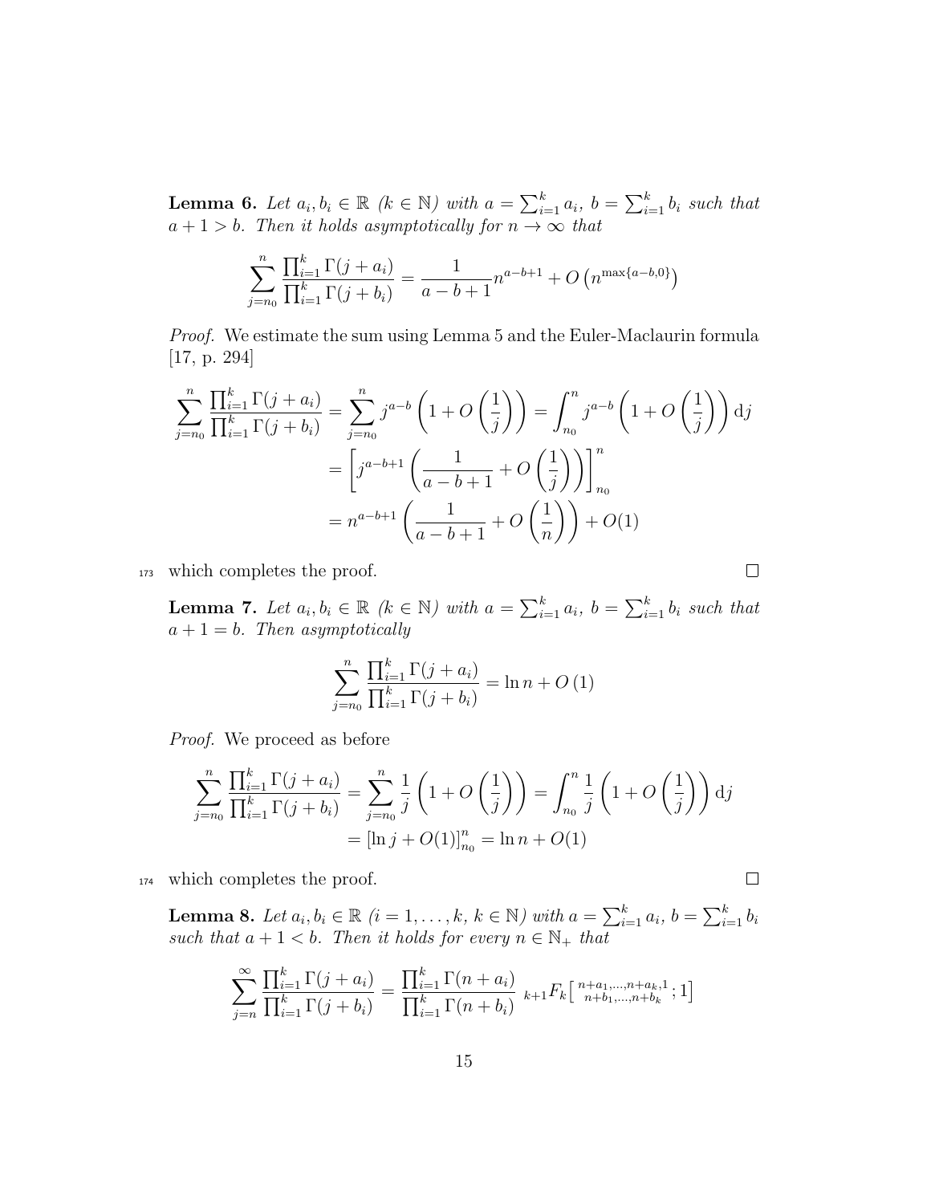**Lemma 6.** *Let $a_i, b_i \in \mathbb{R}$ ($k \in \mathbb{N}$) with $a = \sum_{i=1}^k a_i$, $b = \sum_{i=1}^k b_i$ such that $a + 1 > b$. Then it holds asymptotically for $n \to \infty$ that*

$$\sum_{j=n_0}^{n} \frac{\prod_{i=1}^k \Gamma(j + a_i)}{\prod_{i=1}^k \Gamma(j + b_i)} = \frac{1}{a - b + 1} n^{a-b+1} + O\left(n^{\max\{a-b,0\}}\right)$$

*Proof.* We estimate the sum using Lemma 5 and the Euler-Maclaurin formula [17, p. 294]

$$\begin{aligned}
\sum_{j=n_0}^{n} \frac{\prod_{i=1}^k \Gamma(j + a_i)}{\prod_{i=1}^k \Gamma(j + b_i)} &= \sum_{j=n_0}^{n} j^{a-b} \left(1 + O\left(\frac{1}{j}\right)\right) = \int_{n_0}^{n} j^{a-b} \left(1 + O\left(\frac{1}{j}\right)\right) \mathrm{d}j \\
&= \left[j^{a-b+1} \left(\frac{1}{a-b+1} + O\left(\frac{1}{j}\right)\right)\right]_{n_0}^{n} \\
&= n^{a-b+1} \left(\frac{1}{a-b+1} + O\left(\frac{1}{n}\right)\right) + O(1)
\end{aligned}$$

which completes the proof. □

**Lemma 7.** *Let $a_i, b_i \in \mathbb{R}$ ($k \in \mathbb{N}$) with $a = \sum_{i=1}^k a_i$, $b = \sum_{i=1}^k b_i$ such that $a + 1 = b$. Then asymptotically*

$$\sum_{j=n_0}^{n} \frac{\prod_{i=1}^k \Gamma(j + a_i)}{\prod_{i=1}^k \Gamma(j + b_i)} = \ln n + O(1)$$

*Proof.* We proceed as before

$$\begin{aligned}
\sum_{j=n_0}^{n} \frac{\prod_{i=1}^k \Gamma(j + a_i)}{\prod_{i=1}^k \Gamma(j + b_i)} &= \sum_{j=n_0}^{n} \frac{1}{j} \left(1 + O\left(\frac{1}{j}\right)\right) = \int_{n_0}^{n} \frac{1}{j} \left(1 + O\left(\frac{1}{j}\right)\right) \mathrm{d}j \\
&= \left[\ln j + O(1)\right]_{n_0}^{n} = \ln n + O(1)
\end{aligned}$$

which completes the proof. □

**Lemma 8.** *Let $a_i, b_i \in \mathbb{R}$ ($i = 1, \ldots, k$, $k \in \mathbb{N}$) with $a = \sum_{i=1}^k a_i$, $b = \sum_{i=1}^k b_i$ such that $a + 1 < b$. Then it holds for every $n \in \mathbb{N}_+$ that*

$$\sum_{j=n}^{\infty} \frac{\prod_{i=1}^k \Gamma(j + a_i)}{\prod_{i=1}^k \Gamma(j + b_i)} = \frac{\prod_{i=1}^k \Gamma(n + a_i)}{\prod_{i=1}^k \Gamma(n + b_i)} \; {}_{k+1}F_k\left[ {n+a_1,\ldots,n+a_k,1 \atop n+b_1,\ldots,n+b_k} ; 1 \right]$$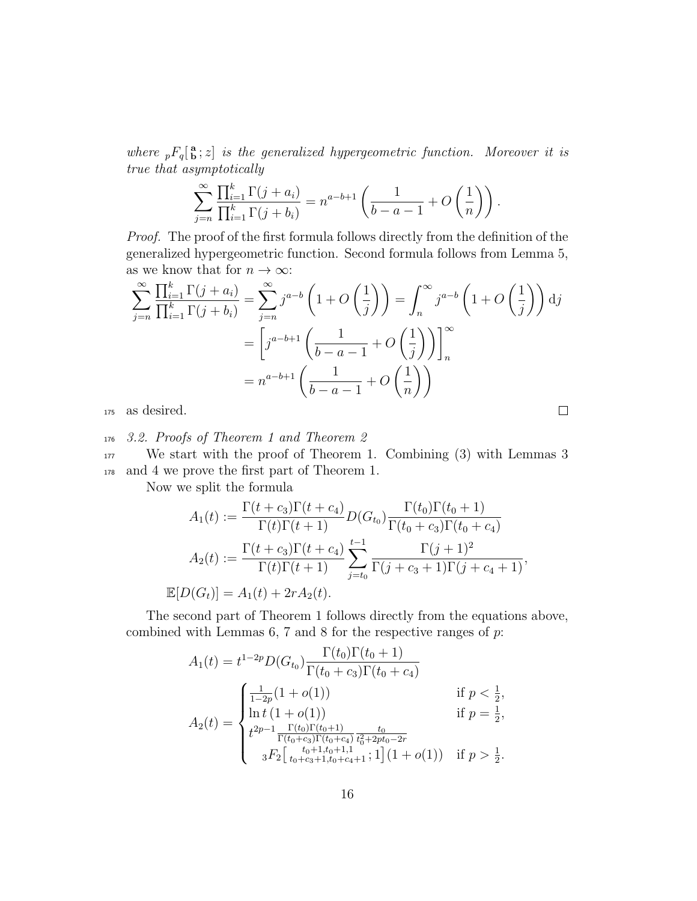*where ${}_pF_q\left[\begin{smallmatrix}\mathbf{a}\\ \mathbf{b}\end{smallmatrix};z\right]$ is the generalized hypergeometric function. Moreover it is true that asymptotically*

$$\sum_{j=n}^{\infty} \frac{\prod_{i=1}^{k}\Gamma(j+a_i)}{\prod_{i=1}^{k}\Gamma(j+b_i)} = n^{a-b+1}\left(\frac{1}{b-a-1}+O\left(\frac{1}{n}\right)\right).$$

*Proof.* The proof of the first formula follows directly from the definition of the generalized hypergeometric function. Second formula follows from Lemma 5, as we know that for $n \to \infty$:

$$\begin{aligned}
\sum_{j=n}^{\infty} \frac{\prod_{i=1}^{k}\Gamma(j+a_i)}{\prod_{i=1}^{k}\Gamma(j+b_i)} &= \sum_{j=n}^{\infty} j^{a-b}\left(1+O\left(\frac{1}{j}\right)\right) = \int_{n}^{\infty} j^{a-b}\left(1+O\left(\frac{1}{j}\right)\right)\mathrm{d}j \\
&= \left[j^{a-b+1}\left(\frac{1}{b-a-1}+O\left(\frac{1}{j}\right)\right)\right]_{n}^{\infty} \\
&= n^{a-b+1}\left(\frac{1}{b-a-1}+O\left(\frac{1}{n}\right)\right)
\end{aligned}$$

as desired. □

### *3.2. Proofs of Theorem 1 and Theorem 2*

We start with the proof of Theorem 1. Combining (3) with Lemmas 3 and 4 we prove the first part of Theorem 1.

Now we split the formula

$$\begin{aligned}
A_1(t) &:= \frac{\Gamma(t+c_3)\Gamma(t+c_4)}{\Gamma(t)\Gamma(t+1)} D(G_{t_0}) \frac{\Gamma(t_0)\Gamma(t_0+1)}{\Gamma(t_0+c_3)\Gamma(t_0+c_4)} \\
A_2(t) &:= \frac{\Gamma(t+c_3)\Gamma(t+c_4)}{\Gamma(t)\Gamma(t+1)} \sum_{j=t_0}^{t-1} \frac{\Gamma(j+1)^2}{\Gamma(j+c_3+1)\Gamma(j+c_4+1)}, \\
\mathbb{E}[D(G_t)] &= A_1(t) + 2rA_2(t).
\end{aligned}$$

The second part of Theorem 1 follows directly from the equations above, combined with Lemmas 6, 7 and 8 for the respective ranges of $p$:

$$\begin{aligned}
A_1(t) &= t^{1-2p} D(G_{t_0}) \frac{\Gamma(t_0)\Gamma(t_0+1)}{\Gamma(t_0+c_3)\Gamma(t_0+c_4)} \\
A_2(t) &= \begin{cases}
\frac{1}{1-2p}(1+o(1)) & \text{if } p < \frac{1}{2}, \\
\ln t\,(1+o(1)) & \text{if } p = \frac{1}{2}, \\
t^{2p-1} \frac{\Gamma(t_0)\Gamma(t_0+1)}{\Gamma(t_0+c_3)\Gamma(t_0+c_4)} \frac{t_0}{t_0^2+2pt_0-2r} & \\
\quad {}_3F_2\left[\begin{smallmatrix} t_0+1,\, t_0+1,\, 1 \\ t_0+c_3+1,\, t_0+c_4+1 \end{smallmatrix};1\right](1+o(1)) & \text{if } p > \frac{1}{2}.
\end{cases}
\end{aligned}$$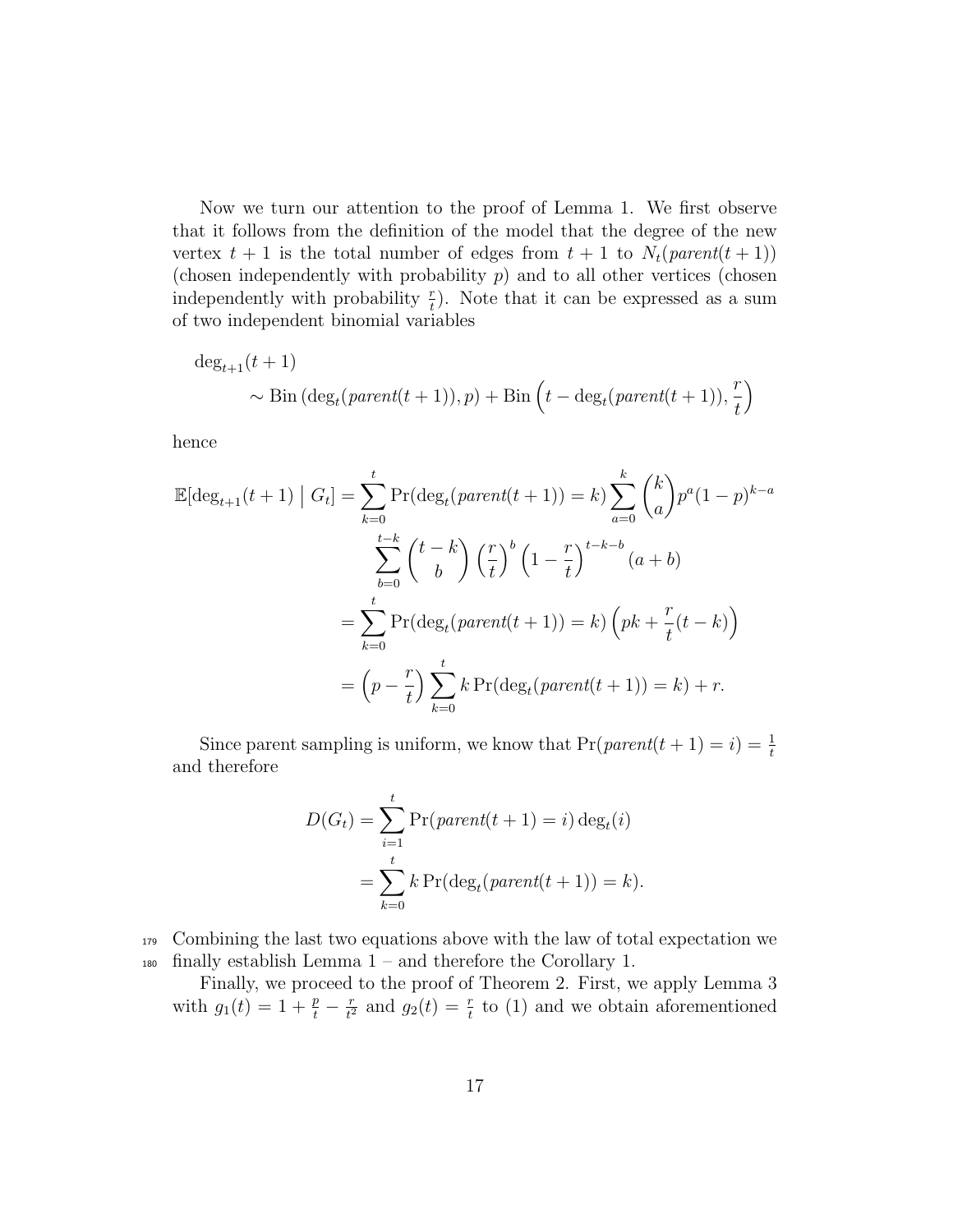Now we turn our attention to the proof of Lemma 1. We first observe that it follows from the definition of the model that the degree of the new vertex $t+1$ is the total number of edges from $t+1$ to $N_t(parent(t+1))$ (chosen independently with probability $p$) and to all other vertices (chosen independently with probability $\frac{r}{t}$). Note that it can be expressed as a sum of two independent binomial variables

$$
\begin{aligned}
&\deg_{t+1}(t+1) \\
&\qquad \sim \mathrm{Bin}\left(\deg_t(parent(t+1)), p\right) + \mathrm{Bin}\left(t - \deg_t(parent(t+1)), \frac{r}{t}\right)
\end{aligned}
$$

hence

$$
\begin{aligned}
\mathbb{E}[\deg_{t+1}(t+1) \mid G_t] &= \sum_{k=0}^{t} \Pr(\deg_t(parent(t+1)) = k) \sum_{a=0}^{k} \binom{k}{a} p^a (1-p)^{k-a} \\
&\qquad \sum_{b=0}^{t-k} \binom{t-k}{b} \left(\frac{r}{t}\right)^b \left(1 - \frac{r}{t}\right)^{t-k-b} (a+b) \\
&= \sum_{k=0}^{t} \Pr(\deg_t(parent(t+1)) = k) \left(pk + \frac{r}{t}(t-k)\right) \\
&= \left(p - \frac{r}{t}\right) \sum_{k=0}^{t} k \Pr(\deg_t(parent(t+1)) = k) + r.
\end{aligned}
$$

Since parent sampling is uniform, we know that $\Pr(parent(t+1) = i) = \frac{1}{t}$ and therefore

$$
\begin{aligned}
D(G_t) &= \sum_{i=1}^{t} \Pr(parent(t+1) = i) \deg_t(i) \\
&= \sum_{k=0}^{t} k \Pr(\deg_t(parent(t+1)) = k).
\end{aligned}
$$

Combining the last two equations above with the law of total expectation we finally establish Lemma 1 – and therefore the Corollary 1.

Finally, we proceed to the proof of Theorem 2. First, we apply Lemma 3 with $g_1(t) = 1 + \frac{p}{t} - \frac{r}{t^2}$ and $g_2(t) = \frac{r}{t}$ to (1) and we obtain aforementioned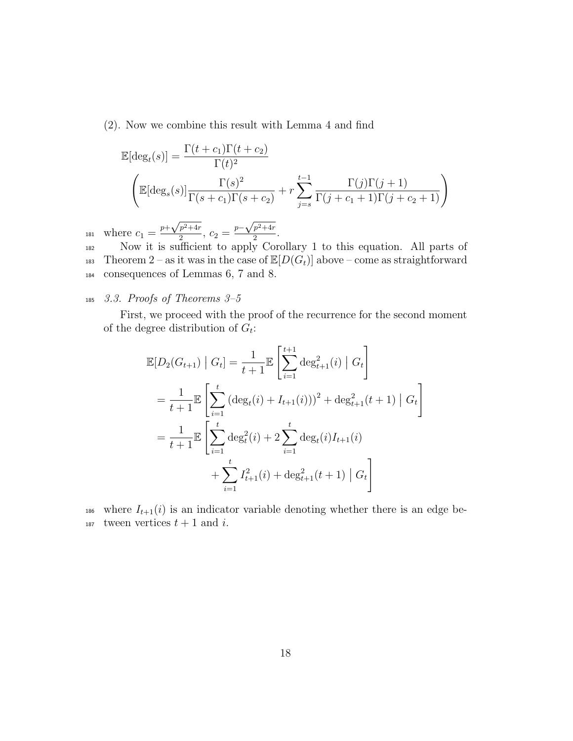(2). Now we combine this result with Lemma 4 and find

$$\mathbb{E}[\deg_t(s)] = \frac{\Gamma(t+c_1)\Gamma(t+c_2)}{\Gamma(t)^2} \left( \mathbb{E}[\deg_s(s)] \frac{\Gamma(s)^2}{\Gamma(s+c_1)\Gamma(s+c_2)} + r \sum_{j=s}^{t-1} \frac{\Gamma(j)\Gamma(j+1)}{\Gamma(j+c_1+1)\Gamma(j+c_2+1)} \right)$$

where $c_1 = \frac{p+\sqrt{p^2+4r}}{2}$, $c_2 = \frac{p-\sqrt{p^2+4r}}{2}$.

Now it is sufficient to apply Corollary 1 to this equation. All parts of Theorem 2 – as it was in the case of $\mathbb{E}[D(G_t)]$ above – come as straightforward consequences of Lemmas 6, 7 and 8.

### *3.3. Proofs of Theorems 3–5*

First, we proceed with the proof of the recurrence for the second moment of the degree distribution of $G_t$:

$$\begin{aligned}
\mathbb{E}[D_2(G_{t+1}) \mid G_t] &= \frac{1}{t+1} \mathbb{E}\left[ \sum_{i=1}^{t+1} \deg_{t+1}^2(i) \mid G_t \right] \\
&= \frac{1}{t+1} \mathbb{E}\left[ \sum_{i=1}^{t} \left(\deg_t(i) + I_{t+1}(i)\right)^2 + \deg_{t+1}^2(t+1) \mid G_t \right] \\
&= \frac{1}{t+1} \mathbb{E}\Bigg[ \sum_{i=1}^{t} \deg_t^2(i) + 2\sum_{i=1}^{t} \deg_t(i) I_{t+1}(i) \\
&\qquad + \sum_{i=1}^{t} I_{t+1}^2(i) + \deg_{t+1}^2(t+1) \mid G_t \Bigg]
\end{aligned}$$

where $I_{t+1}(i)$ is an indicator variable denoting whether there is an edge between vertices $t+1$ and $i$.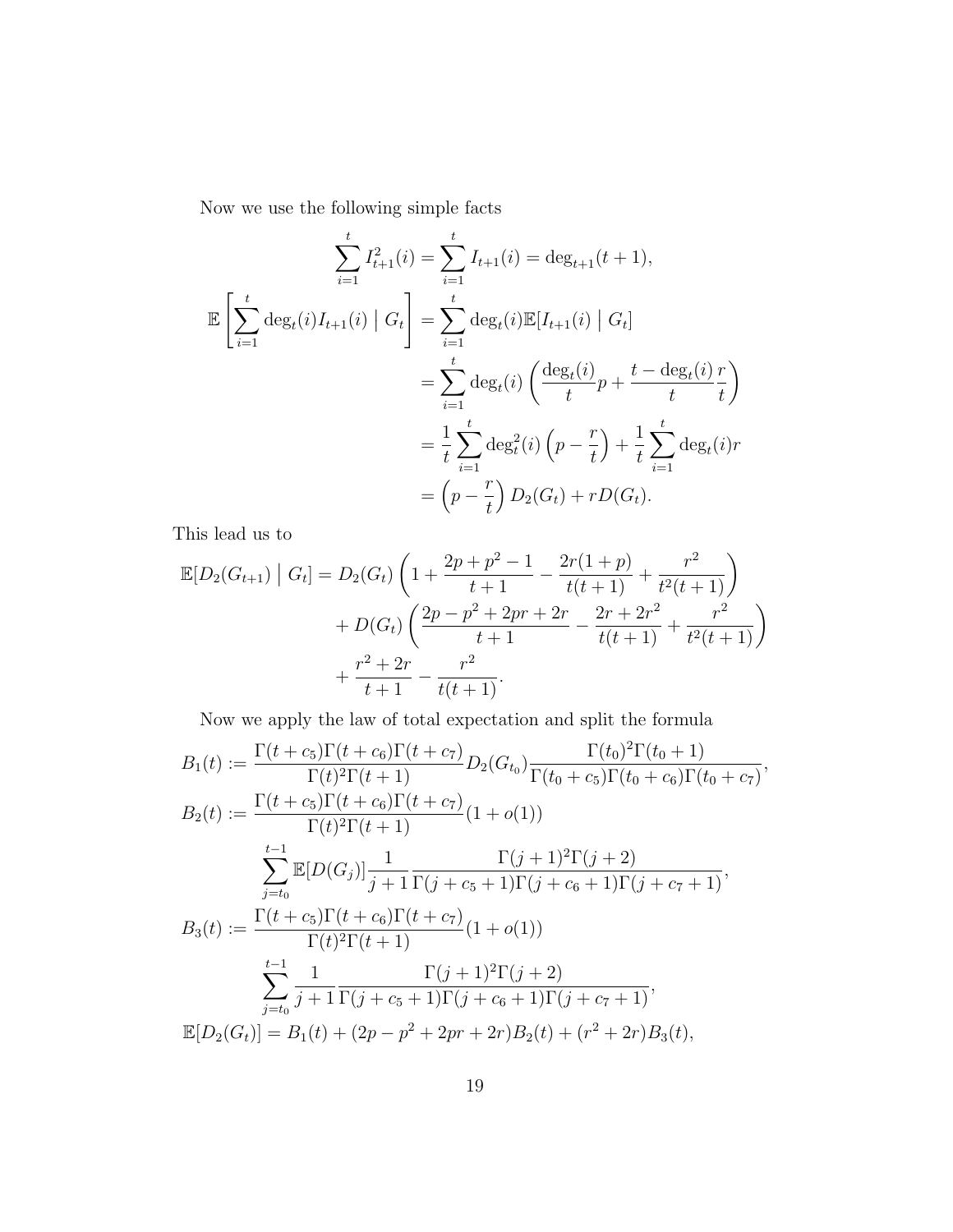Now we use the following simple facts

$$
\begin{aligned}
\sum_{i=1}^{t} I_{t+1}^2(i) &= \sum_{i=1}^{t} I_{t+1}(i) = \deg_{t+1}(t+1), \\
\mathbb{E}\left[\sum_{i=1}^{t} \deg_t(i) I_{t+1}(i) \;\middle|\; G_t\right] &= \sum_{i=1}^{t} \deg_t(i) \mathbb{E}[I_{t+1}(i) \mid G_t] \\
&= \sum_{i=1}^{t} \deg_t(i) \left( \frac{\deg_t(i)}{t} p + \frac{t - \deg_t(i)}{t} \frac{r}{t} \right) \\
&= \frac{1}{t} \sum_{i=1}^{t} \deg_t^2(i) \left( p - \frac{r}{t} \right) + \frac{1}{t} \sum_{i=1}^{t} \deg_t(i) r \\
&= \left( p - \frac{r}{t} \right) D_2(G_t) + r D(G_t).
\end{aligned}
$$

This lead us to

$$
\begin{aligned}
\mathbb{E}[D_2(G_{t+1}) \mid G_t] = D_2(G_t) &\left( 1 + \frac{2p + p^2 - 1}{t+1} - \frac{2r(1+p)}{t(t+1)} + \frac{r^2}{t^2(t+1)} \right) \\
&+ D(G_t) \left( \frac{2p - p^2 + 2pr + 2r}{t+1} - \frac{2r + 2r^2}{t(t+1)} + \frac{r^2}{t^2(t+1)} \right) \\
&+ \frac{r^2 + 2r}{t+1} - \frac{r^2}{t(t+1)}.
\end{aligned}
$$

Now we apply the law of total expectation and split the formula

$$
\begin{aligned}
B_1(t) &:= \frac{\Gamma(t+c_5)\Gamma(t+c_6)\Gamma(t+c_7)}{\Gamma(t)^2\Gamma(t+1)} D_2(G_{t_0}) \frac{\Gamma(t_0)^2\Gamma(t_0+1)}{\Gamma(t_0+c_5)\Gamma(t_0+c_6)\Gamma(t_0+c_7)}, \\
B_2(t) &:= \frac{\Gamma(t+c_5)\Gamma(t+c_6)\Gamma(t+c_7)}{\Gamma(t)^2\Gamma(t+1)} (1 + o(1)) \\
&\qquad \sum_{j=t_0}^{t-1} \mathbb{E}[D(G_j)] \frac{1}{j+1} \frac{\Gamma(j+1)^2\Gamma(j+2)}{\Gamma(j+c_5+1)\Gamma(j+c_6+1)\Gamma(j+c_7+1)}, \\
B_3(t) &:= \frac{\Gamma(t+c_5)\Gamma(t+c_6)\Gamma(t+c_7)}{\Gamma(t)^2\Gamma(t+1)} (1 + o(1)) \\
&\qquad \sum_{j=t_0}^{t-1} \frac{1}{j+1} \frac{\Gamma(j+1)^2\Gamma(j+2)}{\Gamma(j+c_5+1)\Gamma(j+c_6+1)\Gamma(j+c_7+1)}, \\
\mathbb{E}[D_2(G_t)] &= B_1(t) + (2p - p^2 + 2pr + 2r) B_2(t) + (r^2 + 2r) B_3(t),
\end{aligned}
$$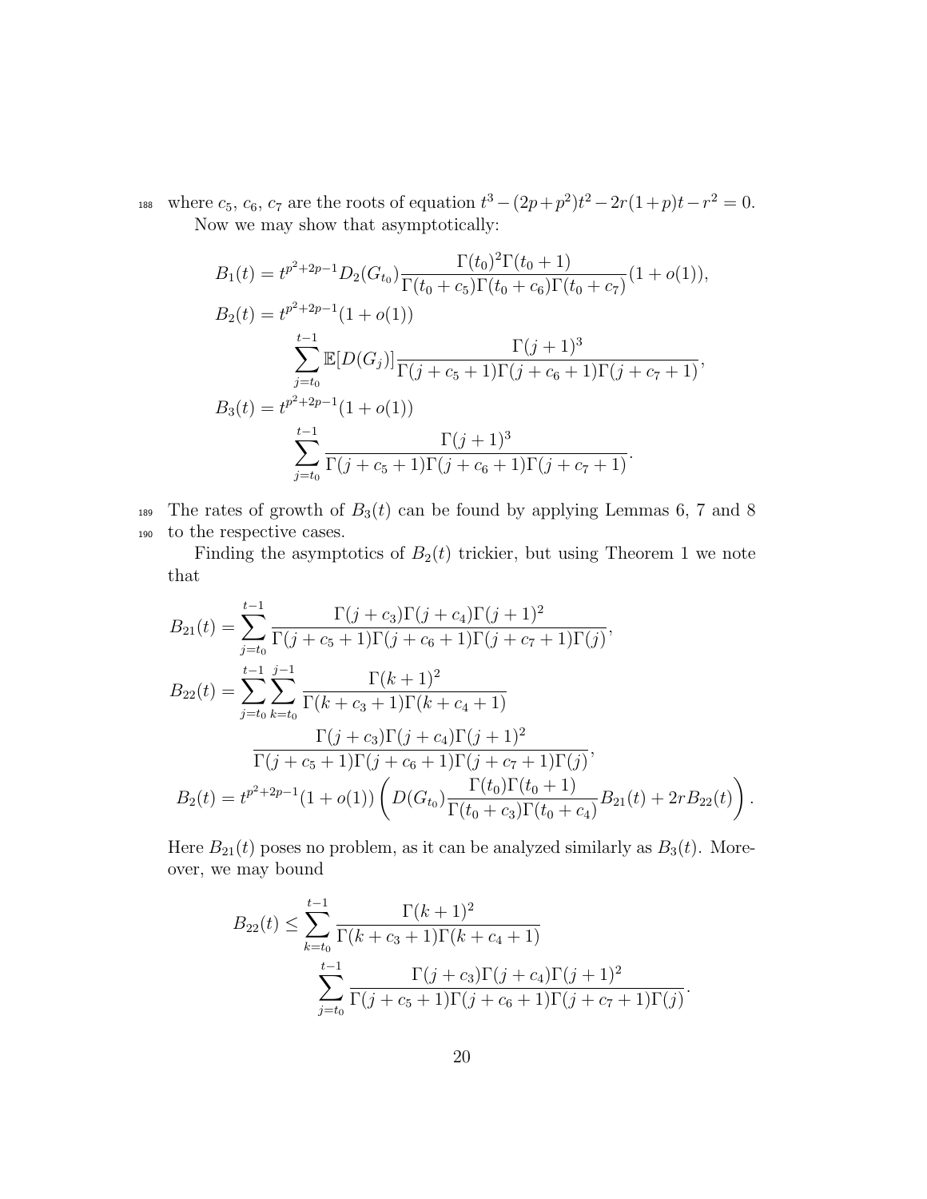where $c_5$, $c_6$, $c_7$ are the roots of equation $t^3 - (2p + p^2)t^2 - 2r(1+p)t - r^2 = 0$.

Now we may show that asymptotically:

$$
\begin{aligned}
B_1(t) &= t^{p^2+2p-1} D_2(G_{t_0}) \frac{\Gamma(t_0)^2 \Gamma(t_0+1)}{\Gamma(t_0+c_5)\Gamma(t_0+c_6)\Gamma(t_0+c_7)}(1+o(1)), \\
B_2(t) &= t^{p^2+2p-1}(1+o(1)) \\
&\qquad \sum_{j=t_0}^{t-1} \mathbb{E}[D(G_j)] \frac{\Gamma(j+1)^3}{\Gamma(j+c_5+1)\Gamma(j+c_6+1)\Gamma(j+c_7+1)}, \\
B_3(t) &= t^{p^2+2p-1}(1+o(1)) \\
&\qquad \sum_{j=t_0}^{t-1} \frac{\Gamma(j+1)^3}{\Gamma(j+c_5+1)\Gamma(j+c_6+1)\Gamma(j+c_7+1)}.
\end{aligned}
$$

The rates of growth of $B_3(t)$ can be found by applying Lemmas 6, 7 and 8 to the respective cases.

Finding the asymptotics of $B_2(t)$ trickier, but using Theorem 1 we note that

$$
\begin{aligned}
B_{21}(t) &= \sum_{j=t_0}^{t-1} \frac{\Gamma(j+c_3)\Gamma(j+c_4)\Gamma(j+1)^2}{\Gamma(j+c_5+1)\Gamma(j+c_6+1)\Gamma(j+c_7+1)\Gamma(j)}, \\
B_{22}(t) &= \sum_{j=t_0}^{t-1} \sum_{k=t_0}^{j-1} \frac{\Gamma(k+1)^2}{\Gamma(k+c_3+1)\Gamma(k+c_4+1)} \\
&\qquad \frac{\Gamma(j+c_3)\Gamma(j+c_4)\Gamma(j+1)^2}{\Gamma(j+c_5+1)\Gamma(j+c_6+1)\Gamma(j+c_7+1)\Gamma(j)}, \\
B_2(t) &= t^{p^2+2p-1}(1+o(1)) \left( D(G_{t_0}) \frac{\Gamma(t_0)\Gamma(t_0+1)}{\Gamma(t_0+c_3)\Gamma(t_0+c_4)} B_{21}(t) + 2r B_{22}(t) \right).
\end{aligned}
$$

Here $B_{21}(t)$ poses no problem, as it can be analyzed similarly as $B_3(t)$. Moreover, we may bound

$$
\begin{aligned}
B_{22}(t) \leq & \sum_{k=t_0}^{t-1} \frac{\Gamma(k+1)^2}{\Gamma(k+c_3+1)\Gamma(k+c_4+1)} \\
& \qquad \sum_{j=t_0}^{t-1} \frac{\Gamma(j+c_3)\Gamma(j+c_4)\Gamma(j+1)^2}{\Gamma(j+c_5+1)\Gamma(j+c_6+1)\Gamma(j+c_7+1)\Gamma(j)}.
\end{aligned}
$$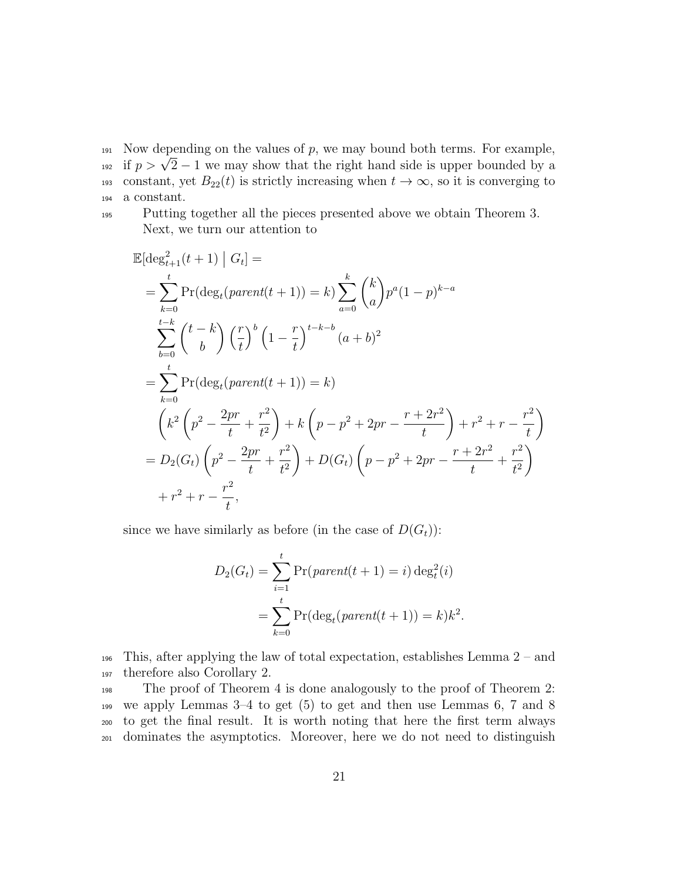Now depending on the values of $p$, we may bound both terms. For example, if $p > \sqrt{2} - 1$ we may show that the right hand side is upper bounded by a constant, yet $B_{22}(t)$ is strictly increasing when $t \to \infty$, so it is converging to a constant.

Putting together all the pieces presented above we obtain Theorem 3.

Next, we turn our attention to

$$
\begin{aligned}
&\mathbb{E}[\deg_{t+1}^2(t+1) \mid G_t] = \\
&= \sum_{k=0}^{t} \Pr(\deg_t(\mathit{parent}(t+1)) = k) \sum_{a=0}^{k} \binom{k}{a} p^a (1-p)^{k-a} \\
&\quad \sum_{b=0}^{t-k} \binom{t-k}{b} \left(\frac{r}{t}\right)^b \left(1 - \frac{r}{t}\right)^{t-k-b} (a+b)^2 \\
&= \sum_{k=0}^{t} \Pr(\deg_t(\mathit{parent}(t+1)) = k) \\
&\quad \left(k^2 \left(p^2 - \frac{2pr}{t} + \frac{r^2}{t^2}\right) + k\left(p - p^2 + 2pr - \frac{r + 2r^2}{t}\right) + r^2 + r - \frac{r^2}{t}\right) \\
&= D_2(G_t)\left(p^2 - \frac{2pr}{t} + \frac{r^2}{t^2}\right) + D(G_t)\left(p - p^2 + 2pr - \frac{r + 2r^2}{t} + \frac{r^2}{t^2}\right) \\
&\quad + r^2 + r - \frac{r^2}{t},
\end{aligned}
$$

since we have similarly as before (in the case of $D(G_t)$):

$$
\begin{aligned}
D_2(G_t) &= \sum_{i=1}^{t} \Pr(\mathit{parent}(t+1) = i) \deg_t^2(i) \\
&= \sum_{k=0}^{t} \Pr(\deg_t(\mathit{parent}(t+1)) = k) k^2.
\end{aligned}
$$

This, after applying the law of total expectation, establishes Lemma 2 – and therefore also Corollary 2.

The proof of Theorem 4 is done analogously to the proof of Theorem 2: we apply Lemmas 3–4 to get (5) to get and then use Lemmas 6, 7 and 8 to get the final result. It is worth noting that here the first term always dominates the asymptotics. Moreover, here we do not need to distinguish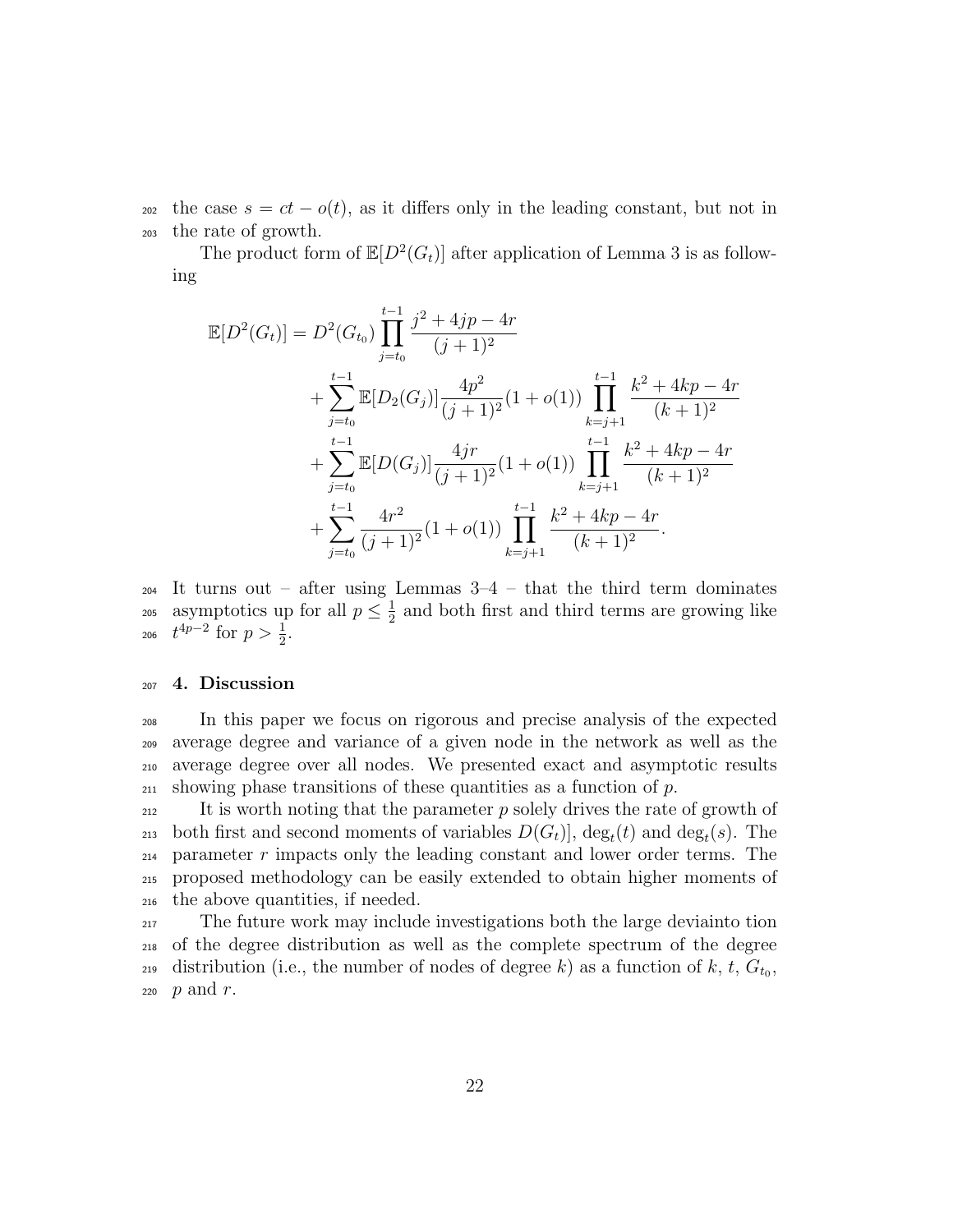the case $s = ct - o(t)$, as it differs only in the leading constant, but not in the rate of growth.

The product form of $\mathbb{E}[D^2(G_t)]$ after application of Lemma 3 is as following

$$
\begin{aligned}
\mathbb{E}[D^2(G_t)] = D^2(G_{t_0}) \prod_{j=t_0}^{t-1} \frac{j^2 + 4jp - 4r}{(j+1)^2} \\
&+ \sum_{j=t_0}^{t-1} \mathbb{E}[D_2(G_j)] \frac{4p^2}{(j+1)^2}(1 + o(1)) \prod_{k=j+1}^{t-1} \frac{k^2 + 4kp - 4r}{(k+1)^2} \\
&+ \sum_{j=t_0}^{t-1} \mathbb{E}[D(G_j)] \frac{4jr}{(j+1)^2}(1 + o(1)) \prod_{k=j+1}^{t-1} \frac{k^2 + 4kp - 4r}{(k+1)^2} \\
&+ \sum_{j=t_0}^{t-1} \frac{4r^2}{(j+1)^2}(1 + o(1)) \prod_{k=j+1}^{t-1} \frac{k^2 + 4kp - 4r}{(k+1)^2}.
\end{aligned}
$$

It turns out – after using Lemmas 3–4 – that the third term dominates asymptotics up for all $p \leq \frac{1}{2}$ and both first and third terms are growing like $t^{4p-2}$ for $p > \frac{1}{2}$.

## 4. Discussion

In this paper we focus on rigorous and precise analysis of the expected average degree and variance of a given node in the network as well as the average degree over all nodes. We presented exact and asymptotic results showing phase transitions of these quantities as a function of $p$.

It is worth noting that the parameter $p$ solely drives the rate of growth of both first and second moments of variables $D(G_t)]$, $\deg_t(t)$ and $\deg_t(s)$. The parameter $r$ impacts only the leading constant and lower order terms. The proposed methodology can be easily extended to obtain higher moments of the above quantities, if needed.

The future work may include investigations both the large deviainto tion of the degree distribution as well as the complete spectrum of the degree distribution (i.e., the number of nodes of degree $k$) as a function of $k$, $t$, $G_{t_0}$, $p$ and $r$.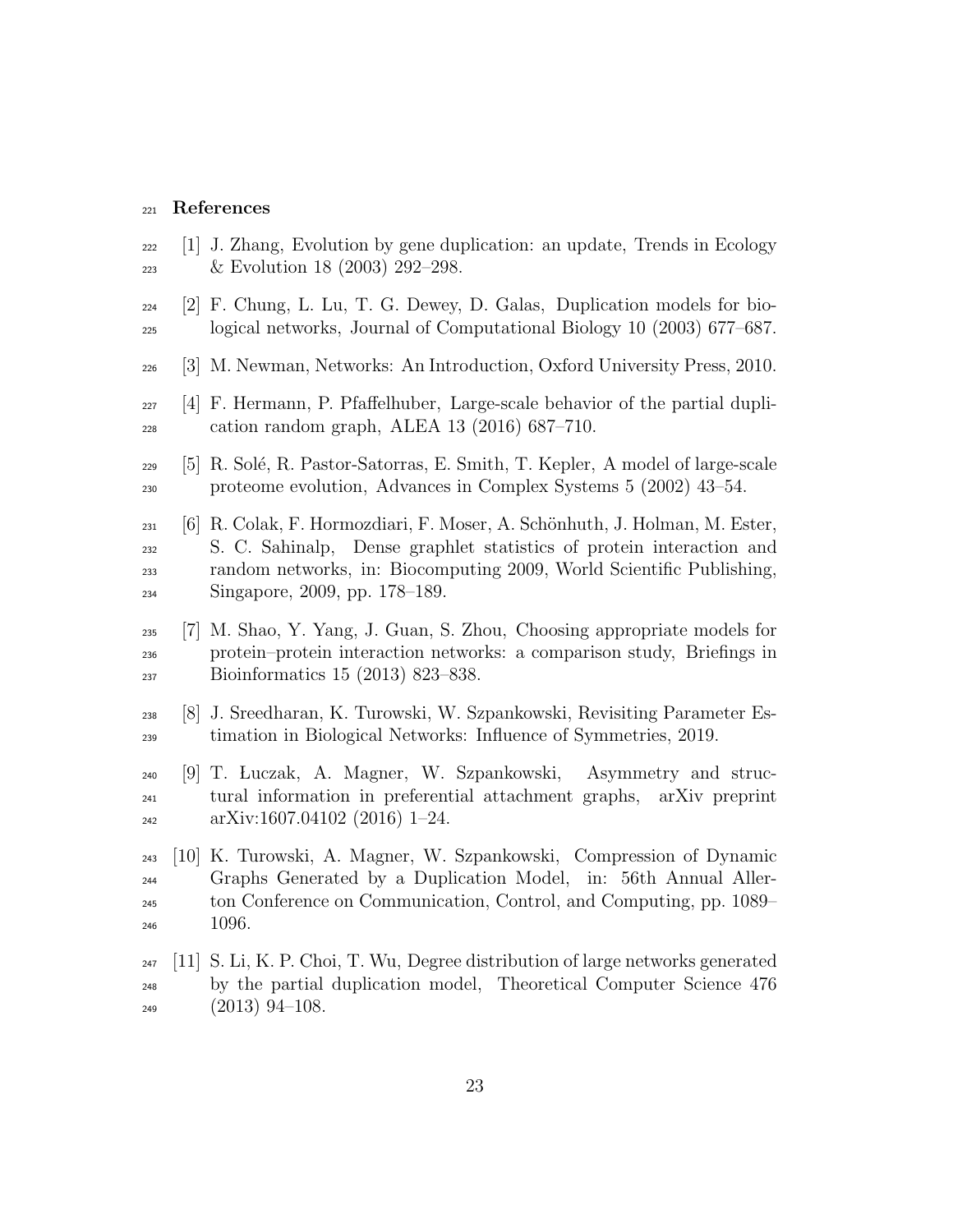# References

[1] J. Zhang, Evolution by gene duplication: an update, Trends in Ecology & Evolution 18 (2003) 292–298.

[2] F. Chung, L. Lu, T. G. Dewey, D. Galas, Duplication models for biological networks, Journal of Computational Biology 10 (2003) 677–687.

[3] M. Newman, Networks: An Introduction, Oxford University Press, 2010.

[4] F. Hermann, P. Pfaffelhuber, Large-scale behavior of the partial duplication random graph, ALEA 13 (2016) 687–710.

[5] R. Solé, R. Pastor-Satorras, E. Smith, T. Kepler, A model of large-scale proteome evolution, Advances in Complex Systems 5 (2002) 43–54.

[6] R. Colak, F. Hormozdiari, F. Moser, A. Schönhuth, J. Holman, M. Ester, S. C. Sahinalp, Dense graphlet statistics of protein interaction and random networks, in: Biocomputing 2009, World Scientific Publishing, Singapore, 2009, pp. 178–189.

[7] M. Shao, Y. Yang, J. Guan, S. Zhou, Choosing appropriate models for protein–protein interaction networks: a comparison study, Briefings in Bioinformatics 15 (2013) 823–838.

[8] J. Sreedharan, K. Turowski, W. Szpankowski, Revisiting Parameter Estimation in Biological Networks: Influence of Symmetries, 2019.

[9] T. Łuczak, A. Magner, W. Szpankowski, Asymmetry and structural information in preferential attachment graphs, arXiv preprint arXiv:1607.04102 (2016) 1–24.

[10] K. Turowski, A. Magner, W. Szpankowski, Compression of Dynamic Graphs Generated by a Duplication Model, in: 56th Annual Allerton Conference on Communication, Control, and Computing, pp. 1089–1096.

[11] S. Li, K. P. Choi, T. Wu, Degree distribution of large networks generated by the partial duplication model, Theoretical Computer Science 476 (2013) 94–108.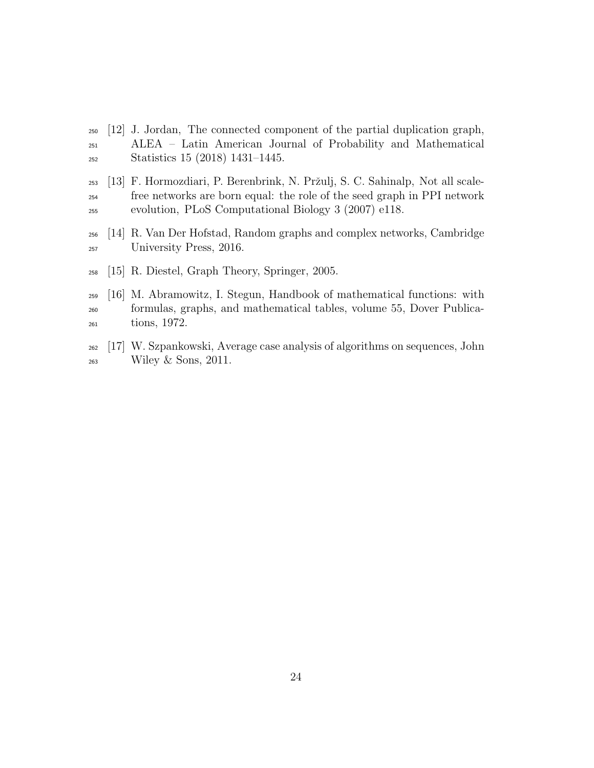[12] J. Jordan, The connected component of the partial duplication graph, ALEA – Latin American Journal of Probability and Mathematical Statistics 15 (2018) 1431–1445.

[13] F. Hormozdiari, P. Berenbrink, N. Pržulj, S. C. Sahinalp, Not all scale-free networks are born equal: the role of the seed graph in PPI network evolution, PLoS Computational Biology 3 (2007) e118.

[14] R. Van Der Hofstad, Random graphs and complex networks, Cambridge University Press, 2016.

[15] R. Diestel, Graph Theory, Springer, 2005.

[16] M. Abramowitz, I. Stegun, Handbook of mathematical functions: with formulas, graphs, and mathematical tables, volume 55, Dover Publications, 1972.

[17] W. Szpankowski, Average case analysis of algorithms on sequences, John Wiley & Sons, 2011.